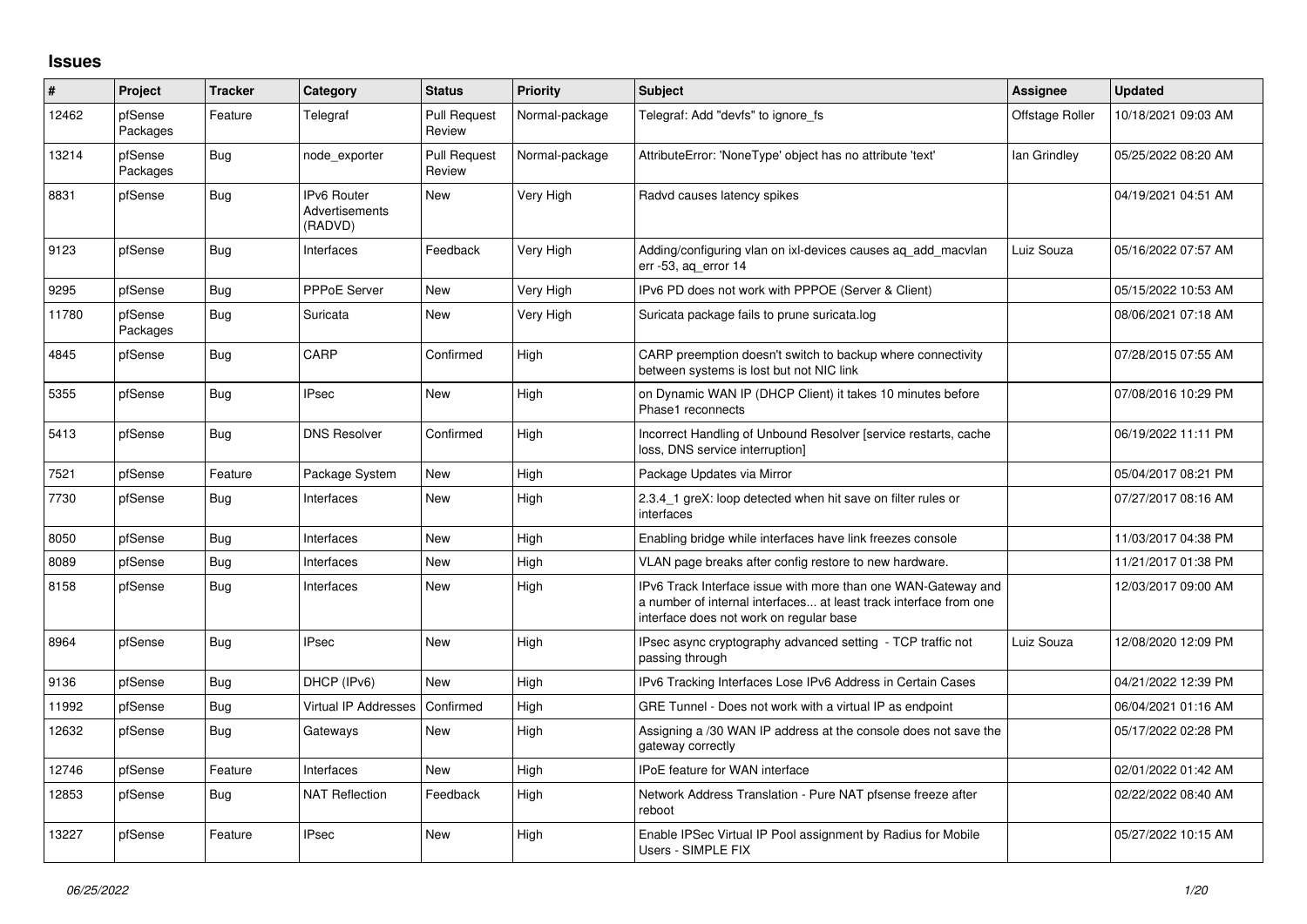# Issues

| # | Project | Tracker | Category | Status | Priority | Subject | Assignee | Updated |
|---|---|---|---|---|---|---|---|---|
| 12462 | pfSense Packages | Feature | Telegraf | Pull Request Review | Normal-package | Telegraf: Add "devfs" to ignore_fs | Offstage Roller | 10/18/2021 09:03 AM |
| 13214 | pfSense Packages | Bug | node_exporter | Pull Request Review | Normal-package | AttributeError: 'NoneType' object has no attribute 'text' | Ian Grindley | 05/25/2022 08:20 AM |
| 8831 | pfSense | Bug | IPv6 Router Advertisements (RADVD) | New | Very High | Radvd causes latency spikes | | 04/19/2021 04:51 AM |
| 9123 | pfSense | Bug | Interfaces | Feedback | Very High | Adding/configuring vlan on ixl-devices causes aq_add_macvlan err -53, aq_error 14 | Luiz Souza | 05/16/2022 07:57 AM |
| 9295 | pfSense | Bug | PPPoE Server | New | Very High | IPv6 PD does not work with PPPOE (Server & Client) | | 05/15/2022 10:53 AM |
| 11780 | pfSense Packages | Bug | Suricata | New | Very High | Suricata package fails to prune suricata.log | | 08/06/2021 07:18 AM |
| 4845 | pfSense | Bug | CARP | Confirmed | High | CARP preemption doesn't switch to backup where connectivity between systems is lost but not NIC link | | 07/28/2015 07:55 AM |
| 5355 | pfSense | Bug | IPsec | New | High | on Dynamic WAN IP (DHCP Client) it takes 10 minutes before Phase1 reconnects | | 07/08/2016 10:29 PM |
| 5413 | pfSense | Bug | DNS Resolver | Confirmed | High | Incorrect Handling of Unbound Resolver [service restarts, cache loss, DNS service interruption] | | 06/19/2022 11:11 PM |
| 7521 | pfSense | Feature | Package System | New | High | Package Updates via Mirror | | 05/04/2017 08:21 PM |
| 7730 | pfSense | Bug | Interfaces | New | High | 2.3.4_1 greX: loop detected when hit save on filter rules or interfaces | | 07/27/2017 08:16 AM |
| 8050 | pfSense | Bug | Interfaces | New | High | Enabling bridge while interfaces have link freezes console | | 11/03/2017 04:38 PM |
| 8089 | pfSense | Bug | Interfaces | New | High | VLAN page breaks after config restore to new hardware. | | 11/21/2017 01:38 PM |
| 8158 | pfSense | Bug | Interfaces | New | High | IPv6 Track Interface issue with more than one WAN-Gateway and a number of internal interfaces... at least track interface from one interface does not work on regular base | | 12/03/2017 09:00 AM |
| 8964 | pfSense | Bug | IPsec | New | High | IPsec async cryptography advanced setting - TCP traffic not passing through | Luiz Souza | 12/08/2020 12:09 PM |
| 9136 | pfSense | Bug | DHCP (IPv6) | New | High | IPv6 Tracking Interfaces Lose IPv6 Address in Certain Cases | | 04/21/2022 12:39 PM |
| 11992 | pfSense | Bug | Virtual IP Addresses | Confirmed | High | GRE Tunnel - Does not work with a virtual IP as endpoint | | 06/04/2021 01:16 AM |
| 12632 | pfSense | Bug | Gateways | New | High | Assigning a /30 WAN IP address at the console does not save the gateway correctly | | 05/17/2022 02:28 PM |
| 12746 | pfSense | Feature | Interfaces | New | High | IPoE feature for WAN interface | | 02/01/2022 01:42 AM |
| 12853 | pfSense | Bug | NAT Reflection | Feedback | High | Network Address Translation - Pure NAT pfsense freeze after reboot | | 02/22/2022 08:40 AM |
| 13227 | pfSense | Feature | IPsec | New | High | Enable IPSec Virtual IP Pool assignment by Radius for Mobile Users - SIMPLE FIX | | 05/27/2022 10:15 AM |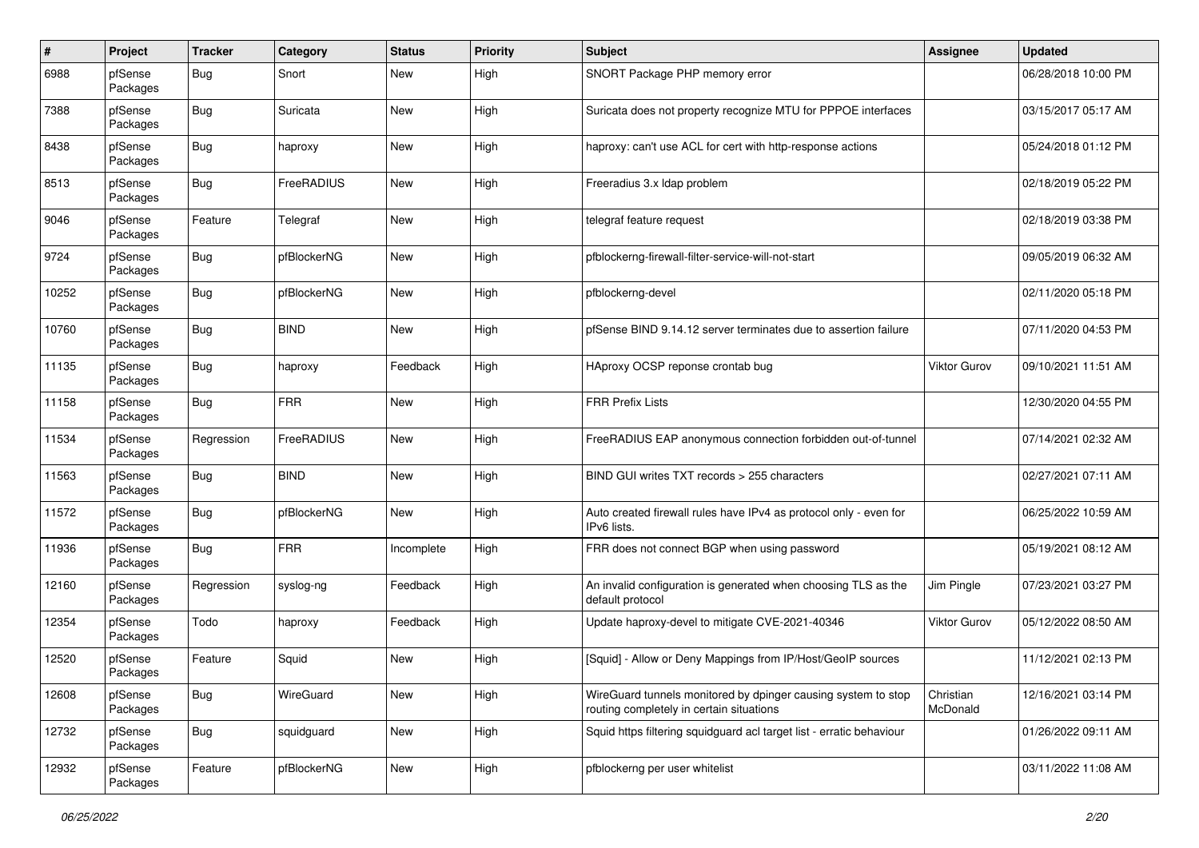| # | Project | Tracker | Category | Status | Priority | Subject | Assignee | Updated |
|---|---|---|---|---|---|---|---|---|
| 6988 | pfSense Packages | Bug | Snort | New | High | SNORT Package PHP memory error | | 06/28/2018 10:00 PM |
| 7388 | pfSense Packages | Bug | Suricata | New | High | Suricata does not property recognize MTU for PPPOE interfaces | | 03/15/2017 05:17 AM |
| 8438 | pfSense Packages | Bug | haproxy | New | High | haproxy: can't use ACL for cert with http-response actions | | 05/24/2018 01:12 PM |
| 8513 | pfSense Packages | Bug | FreeRADIUS | New | High | Freeradius 3.x ldap problem | | 02/18/2019 05:22 PM |
| 9046 | pfSense Packages | Feature | Telegraf | New | High | telegraf feature request | | 02/18/2019 03:38 PM |
| 9724 | pfSense Packages | Bug | pfBlockerNG | New | High | pfblockerng-firewall-filter-service-will-not-start | | 09/05/2019 06:32 AM |
| 10252 | pfSense Packages | Bug | pfBlockerNG | New | High | pfblockerng-devel | | 02/11/2020 05:18 PM |
| 10760 | pfSense Packages | Bug | BIND | New | High | pfSense BIND 9.14.12 server terminates due to assertion failure | | 07/11/2020 04:53 PM |
| 11135 | pfSense Packages | Bug | haproxy | Feedback | High | HAproxy OCSP reponse crontab bug | Viktor Gurov | 09/10/2021 11:51 AM |
| 11158 | pfSense Packages | Bug | FRR | New | High | FRR Prefix Lists | | 12/30/2020 04:55 PM |
| 11534 | pfSense Packages | Regression | FreeRADIUS | New | High | FreeRADIUS EAP anonymous connection forbidden out-of-tunnel | | 07/14/2021 02:32 AM |
| 11563 | pfSense Packages | Bug | BIND | New | High | BIND GUI writes TXT records > 255 characters | | 02/27/2021 07:11 AM |
| 11572 | pfSense Packages | Bug | pfBlockerNG | New | High | Auto created firewall rules have IPv4 as protocol only - even for IPv6 lists. | | 06/25/2022 10:59 AM |
| 11936 | pfSense Packages | Bug | FRR | Incomplete | High | FRR does not connect BGP when using password | | 05/19/2021 08:12 AM |
| 12160 | pfSense Packages | Regression | syslog-ng | Feedback | High | An invalid configuration is generated when choosing TLS as the default protocol | Jim Pingle | 07/23/2021 03:27 PM |
| 12354 | pfSense Packages | Todo | haproxy | Feedback | High | Update haproxy-devel to mitigate CVE-2021-40346 | Viktor Gurov | 05/12/2022 08:50 AM |
| 12520 | pfSense Packages | Feature | Squid | New | High | [Squid] - Allow or Deny Mappings from IP/Host/GeoIP sources | | 11/12/2021 02:13 PM |
| 12608 | pfSense Packages | Bug | WireGuard | New | High | WireGuard tunnels monitored by dpinger causing system to stop routing completely in certain situations | Christian McDonald | 12/16/2021 03:14 PM |
| 12732 | pfSense Packages | Bug | squidguard | New | High | Squid https filtering squidguard acl target list - erratic behaviour | | 01/26/2022 09:11 AM |
| 12932 | pfSense Packages | Feature | pfBlockerNG | New | High | pfblockerng per user whitelist | | 03/11/2022 11:08 AM |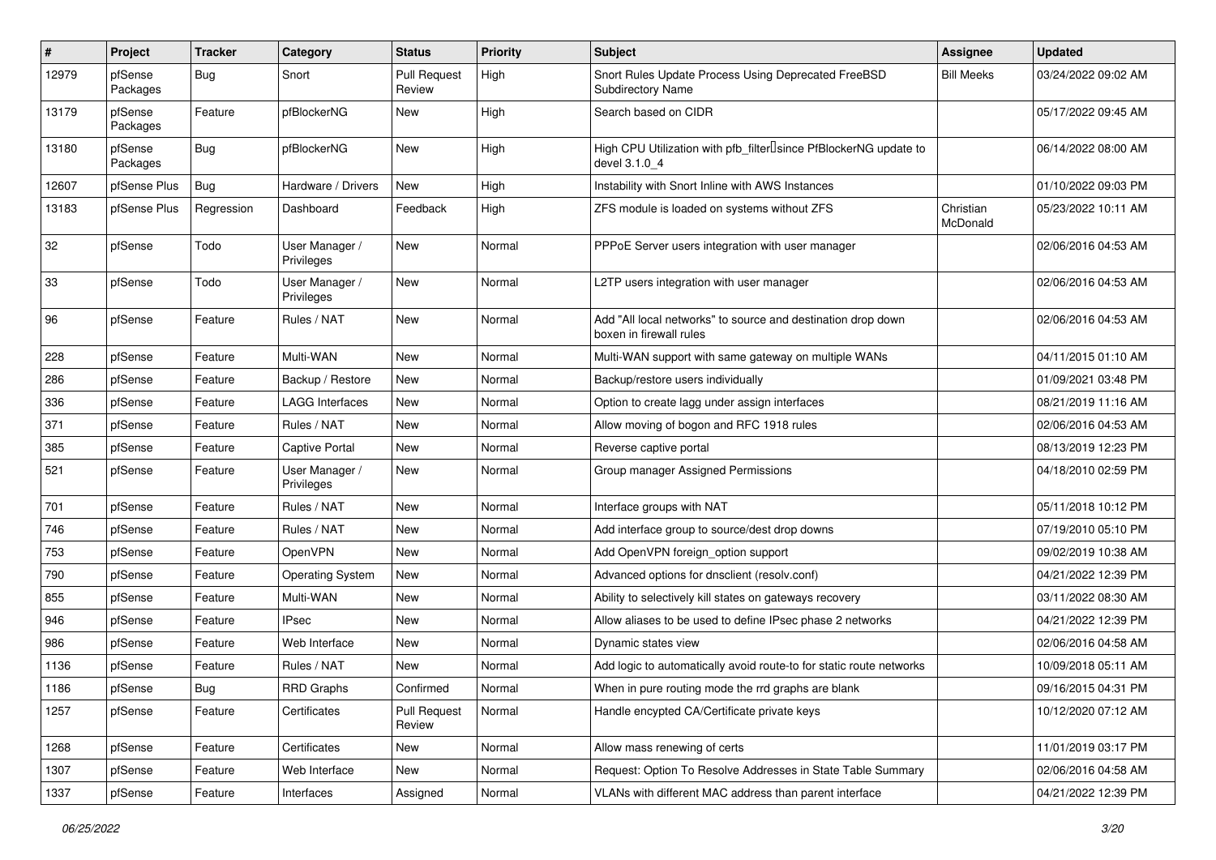| # | Project | Tracker | Category | Status | Priority | Subject | Assignee | Updated |
|---|---|---|---|---|---|---|---|---|
| 12979 | pfSense Packages | Bug | Snort | Pull Request Review | High | Snort Rules Update Process Using Deprecated FreeBSD Subdirectory Name | Bill Meeks | 03/24/2022 09:02 AM |
| 13179 | pfSense Packages | Feature | pfBlockerNG | New | High | Search based on CIDR | | 05/17/2022 09:45 AM |
| 13180 | pfSense Packages | Bug | pfBlockerNG | New | High | High CPU Utilization with pfb_filter since PfBlockerNG update to devel 3.1.0_4 | | 06/14/2022 08:00 AM |
| 12607 | pfSense Plus | Bug | Hardware / Drivers | New | High | Instability with Snort Inline with AWS Instances | | 01/10/2022 09:03 PM |
| 13183 | pfSense Plus | Regression | Dashboard | Feedback | High | ZFS module is loaded on systems without ZFS | Christian McDonald | 05/23/2022 10:11 AM |
| 32 | pfSense | Todo | User Manager / Privileges | New | Normal | PPPoE Server users integration with user manager | | 02/06/2016 04:53 AM |
| 33 | pfSense | Todo | User Manager / Privileges | New | Normal | L2TP users integration with user manager | | 02/06/2016 04:53 AM |
| 96 | pfSense | Feature | Rules / NAT | New | Normal | Add "All local networks" to source and destination drop down boxen in firewall rules | | 02/06/2016 04:53 AM |
| 228 | pfSense | Feature | Multi-WAN | New | Normal | Multi-WAN support with same gateway on multiple WANs | | 04/11/2015 01:10 AM |
| 286 | pfSense | Feature | Backup / Restore | New | Normal | Backup/restore users individually | | 01/09/2021 03:48 PM |
| 336 | pfSense | Feature | LAGG Interfaces | New | Normal | Option to create lagg under assign interfaces | | 08/21/2019 11:16 AM |
| 371 | pfSense | Feature | Rules / NAT | New | Normal | Allow moving of bogon and RFC 1918 rules | | 02/06/2016 04:53 AM |
| 385 | pfSense | Feature | Captive Portal | New | Normal | Reverse captive portal | | 08/13/2019 12:23 PM |
| 521 | pfSense | Feature | User Manager / Privileges | New | Normal | Group manager Assigned Permissions | | 04/18/2010 02:59 PM |
| 701 | pfSense | Feature | Rules / NAT | New | Normal | Interface groups with NAT | | 05/11/2018 10:12 PM |
| 746 | pfSense | Feature | Rules / NAT | New | Normal | Add interface group to source/dest drop downs | | 07/19/2010 05:10 PM |
| 753 | pfSense | Feature | OpenVPN | New | Normal | Add OpenVPN foreign_option support | | 09/02/2019 10:38 AM |
| 790 | pfSense | Feature | Operating System | New | Normal | Advanced options for dnsclient (resolv.conf) | | 04/21/2022 12:39 PM |
| 855 | pfSense | Feature | Multi-WAN | New | Normal | Ability to selectively kill states on gateways recovery | | 03/11/2022 08:30 AM |
| 946 | pfSense | Feature | IPsec | New | Normal | Allow aliases to be used to define IPsec phase 2 networks | | 04/21/2022 12:39 PM |
| 986 | pfSense | Feature | Web Interface | New | Normal | Dynamic states view | | 02/06/2016 04:58 AM |
| 1136 | pfSense | Feature | Rules / NAT | New | Normal | Add logic to automatically avoid route-to for static route networks | | 10/09/2018 05:11 AM |
| 1186 | pfSense | Bug | RRD Graphs | Confirmed | Normal | When in pure routing mode the rrd graphs are blank | | 09/16/2015 04:31 PM |
| 1257 | pfSense | Feature | Certificates | Pull Request Review | Normal | Handle encypted CA/Certificate private keys | | 10/12/2020 07:12 AM |
| 1268 | pfSense | Feature | Certificates | New | Normal | Allow mass renewing of certs | | 11/01/2019 03:17 PM |
| 1307 | pfSense | Feature | Web Interface | New | Normal | Request: Option To Resolve Addresses in State Table Summary | | 02/06/2016 04:58 AM |
| 1337 | pfSense | Feature | Interfaces | Assigned | Normal | VLANs with different MAC address than parent interface | | 04/21/2022 12:39 PM |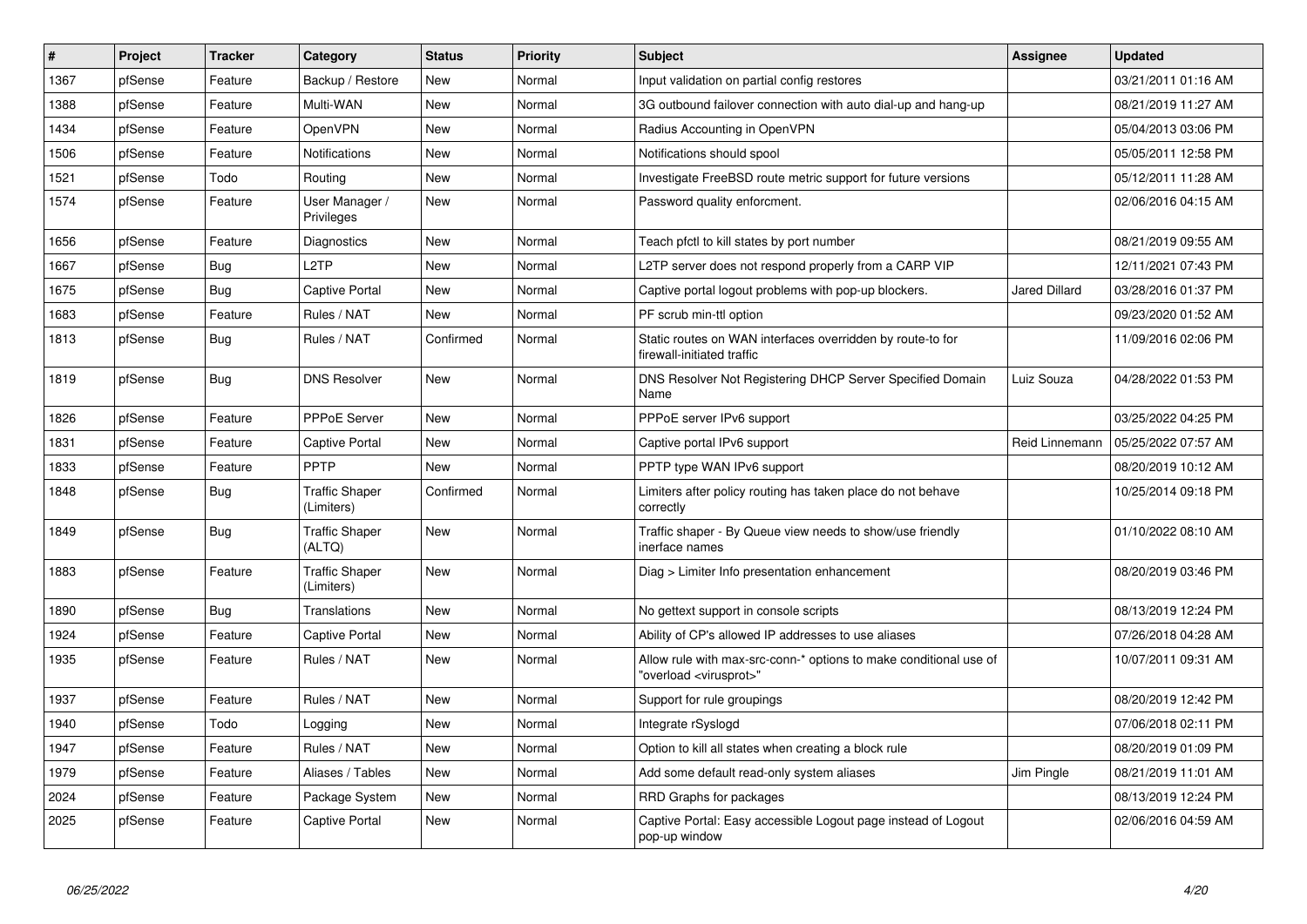| # | Project | Tracker | Category | Status | Priority | Subject | Assignee | Updated |
|---|---|---|---|---|---|---|---|---|
| 1367 | pfSense | Feature | Backup / Restore | New | Normal | Input validation on partial config restores | | 03/21/2011 01:16 AM |
| 1388 | pfSense | Feature | Multi-WAN | New | Normal | 3G outbound failover connection with auto dial-up and hang-up | | 08/21/2019 11:27 AM |
| 1434 | pfSense | Feature | OpenVPN | New | Normal | Radius Accounting in OpenVPN | | 05/04/2013 03:06 PM |
| 1506 | pfSense | Feature | Notifications | New | Normal | Notifications should spool | | 05/05/2011 12:58 PM |
| 1521 | pfSense | Todo | Routing | New | Normal | Investigate FreeBSD route metric support for future versions | | 05/12/2011 11:28 AM |
| 1574 | pfSense | Feature | User Manager / Privileges | New | Normal | Password quality enforcment. | | 02/06/2016 04:15 AM |
| 1656 | pfSense | Feature | Diagnostics | New | Normal | Teach pfctl to kill states by port number | | 08/21/2019 09:55 AM |
| 1667 | pfSense | Bug | L2TP | New | Normal | L2TP server does not respond properly from a CARP VIP | | 12/11/2021 07:43 PM |
| 1675 | pfSense | Bug | Captive Portal | New | Normal | Captive portal logout problems with pop-up blockers. | Jared Dillard | 03/28/2016 01:37 PM |
| 1683 | pfSense | Feature | Rules / NAT | New | Normal | PF scrub min-ttl option | | 09/23/2020 01:52 AM |
| 1813 | pfSense | Bug | Rules / NAT | Confirmed | Normal | Static routes on WAN interfaces overridden by route-to for firewall-initiated traffic | | 11/09/2016 02:06 PM |
| 1819 | pfSense | Bug | DNS Resolver | New | Normal | DNS Resolver Not Registering DHCP Server Specified Domain Name | Luiz Souza | 04/28/2022 01:53 PM |
| 1826 | pfSense | Feature | PPPoE Server | New | Normal | PPPoE server IPv6 support | | 03/25/2022 04:25 PM |
| 1831 | pfSense | Feature | Captive Portal | New | Normal | Captive portal IPv6 support | Reid Linnemann | 05/25/2022 07:57 AM |
| 1833 | pfSense | Feature | PPTP | New | Normal | PPTP type WAN IPv6 support | | 08/20/2019 10:12 AM |
| 1848 | pfSense | Bug | Traffic Shaper (Limiters) | Confirmed | Normal | Limiters after policy routing has taken place do not behave correctly | | 10/25/2014 09:18 PM |
| 1849 | pfSense | Bug | Traffic Shaper (ALTQ) | New | Normal | Traffic shaper - By Queue view needs to show/use friendly inerface names | | 01/10/2022 08:10 AM |
| 1883 | pfSense | Feature | Traffic Shaper (Limiters) | New | Normal | Diag > Limiter Info presentation enhancement | | 08/20/2019 03:46 PM |
| 1890 | pfSense | Bug | Translations | New | Normal | No gettext support in console scripts | | 08/13/2019 12:24 PM |
| 1924 | pfSense | Feature | Captive Portal | New | Normal | Ability of CP's allowed IP addresses to use aliases | | 07/26/2018 04:28 AM |
| 1935 | pfSense | Feature | Rules / NAT | New | Normal | Allow rule with max-src-conn-* options to make conditional use of "overload <virusprot>" | | 10/07/2011 09:31 AM |
| 1937 | pfSense | Feature | Rules / NAT | New | Normal | Support for rule groupings | | 08/20/2019 12:42 PM |
| 1940 | pfSense | Todo | Logging | New | Normal | Integrate rSyslogd | | 07/06/2018 02:11 PM |
| 1947 | pfSense | Feature | Rules / NAT | New | Normal | Option to kill all states when creating a block rule | | 08/20/2019 01:09 PM |
| 1979 | pfSense | Feature | Aliases / Tables | New | Normal | Add some default read-only system aliases | Jim Pingle | 08/21/2019 11:01 AM |
| 2024 | pfSense | Feature | Package System | New | Normal | RRD Graphs for packages | | 08/13/2019 12:24 PM |
| 2025 | pfSense | Feature | Captive Portal | New | Normal | Captive Portal: Easy accessible Logout page instead of Logout pop-up window | | 02/06/2016 04:59 AM |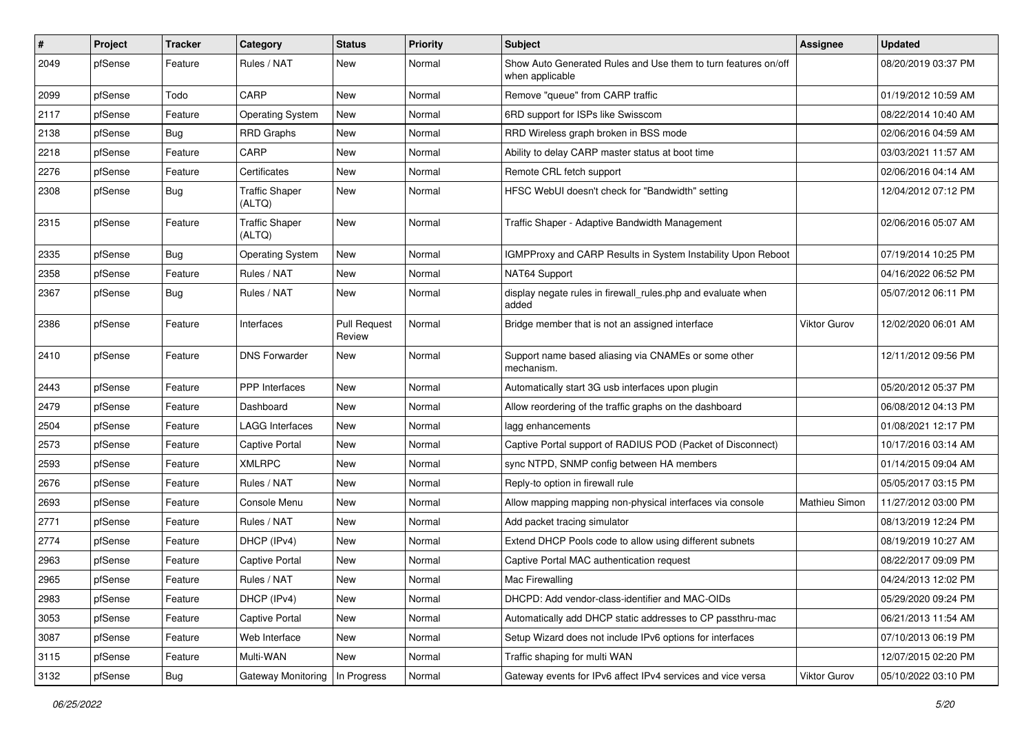| # | Project | Tracker | Category | Status | Priority | Subject | Assignee | Updated |
|---|---|---|---|---|---|---|---|---|
| 2049 | pfSense | Feature | Rules / NAT | New | Normal | Show Auto Generated Rules and Use them to turn features on/off when applicable | | 08/20/2019 03:37 PM |
| 2099 | pfSense | Todo | CARP | New | Normal | Remove "queue" from CARP traffic | | 01/19/2012 10:59 AM |
| 2117 | pfSense | Feature | Operating System | New | Normal | 6RD support for ISPs like Swisscom | | 08/22/2014 10:40 AM |
| 2138 | pfSense | Bug | RRD Graphs | New | Normal | RRD Wireless graph broken in BSS mode | | 02/06/2016 04:59 AM |
| 2218 | pfSense | Feature | CARP | New | Normal | Ability to delay CARP master status at boot time | | 03/03/2021 11:57 AM |
| 2276 | pfSense | Feature | Certificates | New | Normal | Remote CRL fetch support | | 02/06/2016 04:14 AM |
| 2308 | pfSense | Bug | Traffic Shaper (ALTQ) | New | Normal | HFSC WebUI doesn't check for "Bandwidth" setting | | 12/04/2012 07:12 PM |
| 2315 | pfSense | Feature | Traffic Shaper (ALTQ) | New | Normal | Traffic Shaper - Adaptive Bandwidth Management | | 02/06/2016 05:07 AM |
| 2335 | pfSense | Bug | Operating System | New | Normal | IGMPProxy and CARP Results in System Instability Upon Reboot | | 07/19/2014 10:25 PM |
| 2358 | pfSense | Feature | Rules / NAT | New | Normal | NAT64 Support | | 04/16/2022 06:52 PM |
| 2367 | pfSense | Bug | Rules / NAT | New | Normal | display negate rules in firewall_rules.php and evaluate when added | | 05/07/2012 06:11 PM |
| 2386 | pfSense | Feature | Interfaces | Pull Request Review | Normal | Bridge member that is not an assigned interface | Viktor Gurov | 12/02/2020 06:01 AM |
| 2410 | pfSense | Feature | DNS Forwarder | New | Normal | Support name based aliasing via CNAMEs or some other mechanism. | | 12/11/2012 09:56 PM |
| 2443 | pfSense | Feature | PPP Interfaces | New | Normal | Automatically start 3G usb interfaces upon plugin | | 05/20/2012 05:37 PM |
| 2479 | pfSense | Feature | Dashboard | New | Normal | Allow reordering of the traffic graphs on the dashboard | | 06/08/2012 04:13 PM |
| 2504 | pfSense | Feature | LAGG Interfaces | New | Normal | lagg enhancements | | 01/08/2021 12:17 PM |
| 2573 | pfSense | Feature | Captive Portal | New | Normal | Captive Portal support of RADIUS POD (Packet of Disconnect) | | 10/17/2016 03:14 AM |
| 2593 | pfSense | Feature | XMLRPC | New | Normal | sync NTPD, SNMP config between HA members | | 01/14/2015 09:04 AM |
| 2676 | pfSense | Feature | Rules / NAT | New | Normal | Reply-to option in firewall rule | | 05/05/2017 03:15 PM |
| 2693 | pfSense | Feature | Console Menu | New | Normal | Allow mapping mapping non-physical interfaces via console | Mathieu Simon | 11/27/2012 03:00 PM |
| 2771 | pfSense | Feature | Rules / NAT | New | Normal | Add packet tracing simulator | | 08/13/2019 12:24 PM |
| 2774 | pfSense | Feature | DHCP (IPv4) | New | Normal | Extend DHCP Pools code to allow using different subnets | | 08/19/2019 10:27 AM |
| 2963 | pfSense | Feature | Captive Portal | New | Normal | Captive Portal MAC authentication request | | 08/22/2017 09:09 PM |
| 2965 | pfSense | Feature | Rules / NAT | New | Normal | Mac Firewalling | | 04/24/2013 12:02 PM |
| 2983 | pfSense | Feature | DHCP (IPv4) | New | Normal | DHCPD: Add vendor-class-identifier and MAC-OIDs | | 05/29/2020 09:24 PM |
| 3053 | pfSense | Feature | Captive Portal | New | Normal | Automatically add DHCP static addresses to CP passthru-mac | | 06/21/2013 11:54 AM |
| 3087 | pfSense | Feature | Web Interface | New | Normal | Setup Wizard does not include IPv6 options for interfaces | | 07/10/2013 06:19 PM |
| 3115 | pfSense | Feature | Multi-WAN | New | Normal | Traffic shaping for multi WAN | | 12/07/2015 02:20 PM |
| 3132 | pfSense | Bug | Gateway Monitoring | In Progress | Normal | Gateway events for IPv6 affect IPv4 services and vice versa | Viktor Gurov | 05/10/2022 03:10 PM |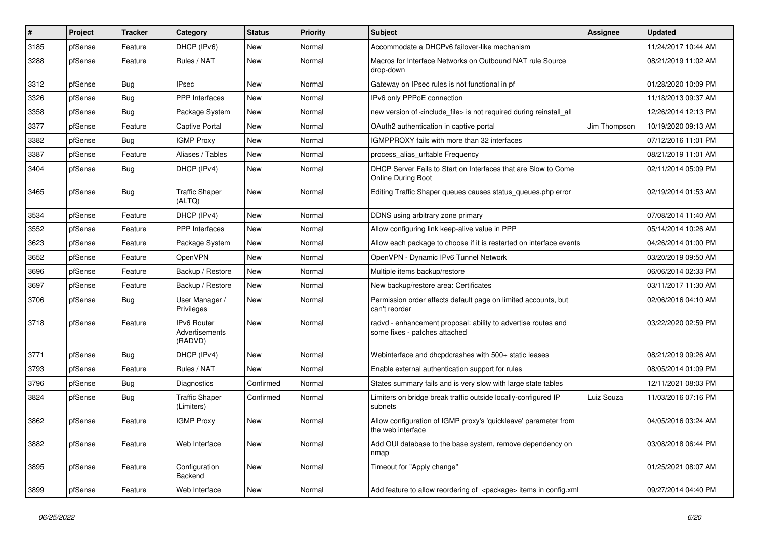| # | Project | Tracker | Category | Status | Priority | Subject | Assignee | Updated |
|---|---|---|---|---|---|---|---|---|
| 3185 | pfSense | Feature | DHCP (IPv6) | New | Normal | Accommodate a DHCPv6 failover-like mechanism | | 11/24/2017 10:44 AM |
| 3288 | pfSense | Feature | Rules / NAT | New | Normal | Macros for Interface Networks on Outbound NAT rule Source drop-down | | 08/21/2019 11:02 AM |
| 3312 | pfSense | Bug | IPsec | New | Normal | Gateway on IPsec rules is not functional in pf | | 01/28/2020 10:09 PM |
| 3326 | pfSense | Bug | PPP Interfaces | New | Normal | IPv6 only PPPoE connection | | 11/18/2013 09:37 AM |
| 3358 | pfSense | Bug | Package System | New | Normal | new version of <include_file> is not required during reinstall_all | | 12/26/2014 12:13 PM |
| 3377 | pfSense | Feature | Captive Portal | New | Normal | OAuth2 authentication in captive portal | Jim Thompson | 10/19/2020 09:13 AM |
| 3382 | pfSense | Bug | IGMP Proxy | New | Normal | IGMPPROXY fails with more than 32 interfaces | | 07/12/2016 11:01 PM |
| 3387 | pfSense | Feature | Aliases / Tables | New | Normal | process_alias_urltable Frequency | | 08/21/2019 11:01 AM |
| 3404 | pfSense | Bug | DHCP (IPv4) | New | Normal | DHCP Server Fails to Start on Interfaces that are Slow to Come Online During Boot | | 02/11/2014 05:09 PM |
| 3465 | pfSense | Bug | Traffic Shaper (ALTQ) | New | Normal | Editing Traffic Shaper queues causes status_queues.php error | | 02/19/2014 01:53 AM |
| 3534 | pfSense | Feature | DHCP (IPv4) | New | Normal | DDNS using arbitrary zone primary | | 07/08/2014 11:40 AM |
| 3552 | pfSense | Feature | PPP Interfaces | New | Normal | Allow configuring link keep-alive value in PPP | | 05/14/2014 10:26 AM |
| 3623 | pfSense | Feature | Package System | New | Normal | Allow each package to choose if it is restarted on interface events | | 04/26/2014 01:00 PM |
| 3652 | pfSense | Feature | OpenVPN | New | Normal | OpenVPN - Dynamic IPv6 Tunnel Network | | 03/20/2019 09:50 AM |
| 3696 | pfSense | Feature | Backup / Restore | New | Normal | Multiple items backup/restore | | 06/06/2014 02:33 PM |
| 3697 | pfSense | Feature | Backup / Restore | New | Normal | New backup/restore area: Certificates | | 03/11/2017 11:30 AM |
| 3706 | pfSense | Bug | User Manager / Privileges | New | Normal | Permission order affects default page on limited accounts, but can't reorder | | 02/06/2016 04:10 AM |
| 3718 | pfSense | Feature | IPv6 Router Advertisements (RADVD) | New | Normal | radvd - enhancement proposal: ability to advertise routes and some fixes - patches attached | | 03/22/2020 02:59 PM |
| 3771 | pfSense | Bug | DHCP (IPv4) | New | Normal | Webinterface and dhcpdcrashes with 500+ static leases | | 08/21/2019 09:26 AM |
| 3793 | pfSense | Feature | Rules / NAT | New | Normal | Enable external authentication support for rules | | 08/05/2014 01:09 PM |
| 3796 | pfSense | Bug | Diagnostics | Confirmed | Normal | States summary fails and is very slow with large state tables | | 12/11/2021 08:03 PM |
| 3824 | pfSense | Bug | Traffic Shaper (Limiters) | Confirmed | Normal | Limiters on bridge break traffic outside locally-configured IP subnets | Luiz Souza | 11/03/2016 07:16 PM |
| 3862 | pfSense | Feature | IGMP Proxy | New | Normal | Allow configuration of IGMP proxy's 'quickleave' parameter from the web interface | | 04/05/2016 03:24 AM |
| 3882 | pfSense | Feature | Web Interface | New | Normal | Add OUI database to the base system, remove dependency on nmap | | 03/08/2018 06:44 PM |
| 3895 | pfSense | Feature | Configuration Backend | New | Normal | Timeout for "Apply change" | | 01/25/2021 08:07 AM |
| 3899 | pfSense | Feature | Web Interface | New | Normal | Add feature to allow reordering of <package> items in config.xml | | 09/27/2014 04:40 PM |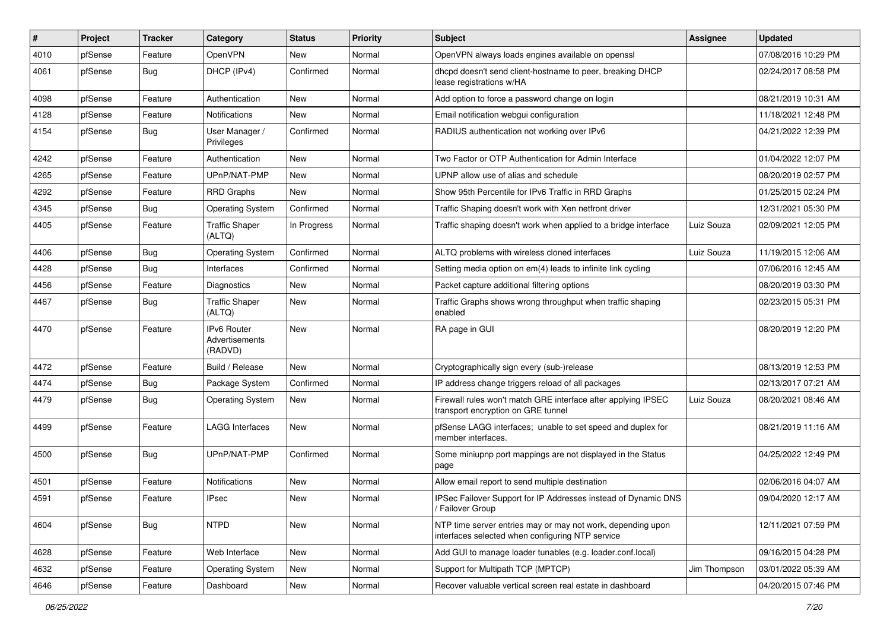| # | Project | Tracker | Category | Status | Priority | Subject | Assignee | Updated |
|---|---|---|---|---|---|---|---|---|
| 4010 | pfSense | Feature | OpenVPN | New | Normal | OpenVPN always loads engines available on openssl | | 07/08/2016 10:29 PM |
| 4061 | pfSense | Bug | DHCP (IPv4) | Confirmed | Normal | dhcpd doesn't send client-hostname to peer, breaking DHCP lease registrations w/HA | | 02/24/2017 08:58 PM |
| 4098 | pfSense | Feature | Authentication | New | Normal | Add option to force a password change on login | | 08/21/2019 10:31 AM |
| 4128 | pfSense | Feature | Notifications | New | Normal | Email notification webgui configuration | | 11/18/2021 12:48 PM |
| 4154 | pfSense | Bug | User Manager / Privileges | Confirmed | Normal | RADIUS authentication not working over IPv6 | | 04/21/2022 12:39 PM |
| 4242 | pfSense | Feature | Authentication | New | Normal | Two Factor or OTP Authentication for Admin Interface | | 01/04/2022 12:07 PM |
| 4265 | pfSense | Feature | UPnP/NAT-PMP | New | Normal | UPNP allow use of alias and schedule | | 08/20/2019 02:57 PM |
| 4292 | pfSense | Feature | RRD Graphs | New | Normal | Show 95th Percentile for IPv6 Traffic in RRD Graphs | | 01/25/2015 02:24 PM |
| 4345 | pfSense | Bug | Operating System | Confirmed | Normal | Traffic Shaping doesn't work with Xen netfront driver | | 12/31/2021 05:30 PM |
| 4405 | pfSense | Feature | Traffic Shaper (ALTQ) | In Progress | Normal | Traffic shaping doesn't work when applied to a bridge interface | Luiz Souza | 02/09/2021 12:05 PM |
| 4406 | pfSense | Bug | Operating System | Confirmed | Normal | ALTQ problems with wireless cloned interfaces | Luiz Souza | 11/19/2015 12:06 AM |
| 4428 | pfSense | Bug | Interfaces | Confirmed | Normal | Setting media option on em(4) leads to infinite link cycling | | 07/06/2016 12:45 AM |
| 4456 | pfSense | Feature | Diagnostics | New | Normal | Packet capture additional filtering options | | 08/20/2019 03:30 PM |
| 4467 | pfSense | Bug | Traffic Shaper (ALTQ) | New | Normal | Traffic Graphs shows wrong throughput when traffic shaping enabled | | 02/23/2015 05:31 PM |
| 4470 | pfSense | Feature | IPv6 Router Advertisements (RADVD) | New | Normal | RA page in GUI | | 08/20/2019 12:20 PM |
| 4472 | pfSense | Feature | Build / Release | New | Normal | Cryptographically sign every (sub-)release | | 08/13/2019 12:53 PM |
| 4474 | pfSense | Bug | Package System | Confirmed | Normal | IP address change triggers reload of all packages | | 02/13/2017 07:21 AM |
| 4479 | pfSense | Bug | Operating System | New | Normal | Firewall rules won't match GRE interface after applying IPSEC transport encryption on GRE tunnel | Luiz Souza | 08/20/2021 08:46 AM |
| 4499 | pfSense | Feature | LAGG Interfaces | New | Normal | pfSense LAGG interfaces; unable to set speed and duplex for member interfaces. | | 08/21/2019 11:16 AM |
| 4500 | pfSense | Bug | UPnP/NAT-PMP | Confirmed | Normal | Some miniupnp port mappings are not displayed in the Status page | | 04/25/2022 12:49 PM |
| 4501 | pfSense | Feature | Notifications | New | Normal | Allow email report to send multiple destination | | 02/06/2016 04:07 AM |
| 4591 | pfSense | Feature | IPsec | New | Normal | IPSec Failover Support for IP Addresses instead of Dynamic DNS / Failover Group | | 09/04/2020 12:17 AM |
| 4604 | pfSense | Bug | NTPD | New | Normal | NTP time server entries may or may not work, depending upon interfaces selected when configuring NTP service | | 12/11/2021 07:59 PM |
| 4628 | pfSense | Feature | Web Interface | New | Normal | Add GUI to manage loader tunables (e.g. loader.conf.local) | | 09/16/2015 04:28 PM |
| 4632 | pfSense | Feature | Operating System | New | Normal | Support for Multipath TCP (MPTCP) | Jim Thompson | 03/01/2022 05:39 AM |
| 4646 | pfSense | Feature | Dashboard | New | Normal | Recover valuable vertical screen real estate in dashboard | | 04/20/2015 07:46 PM |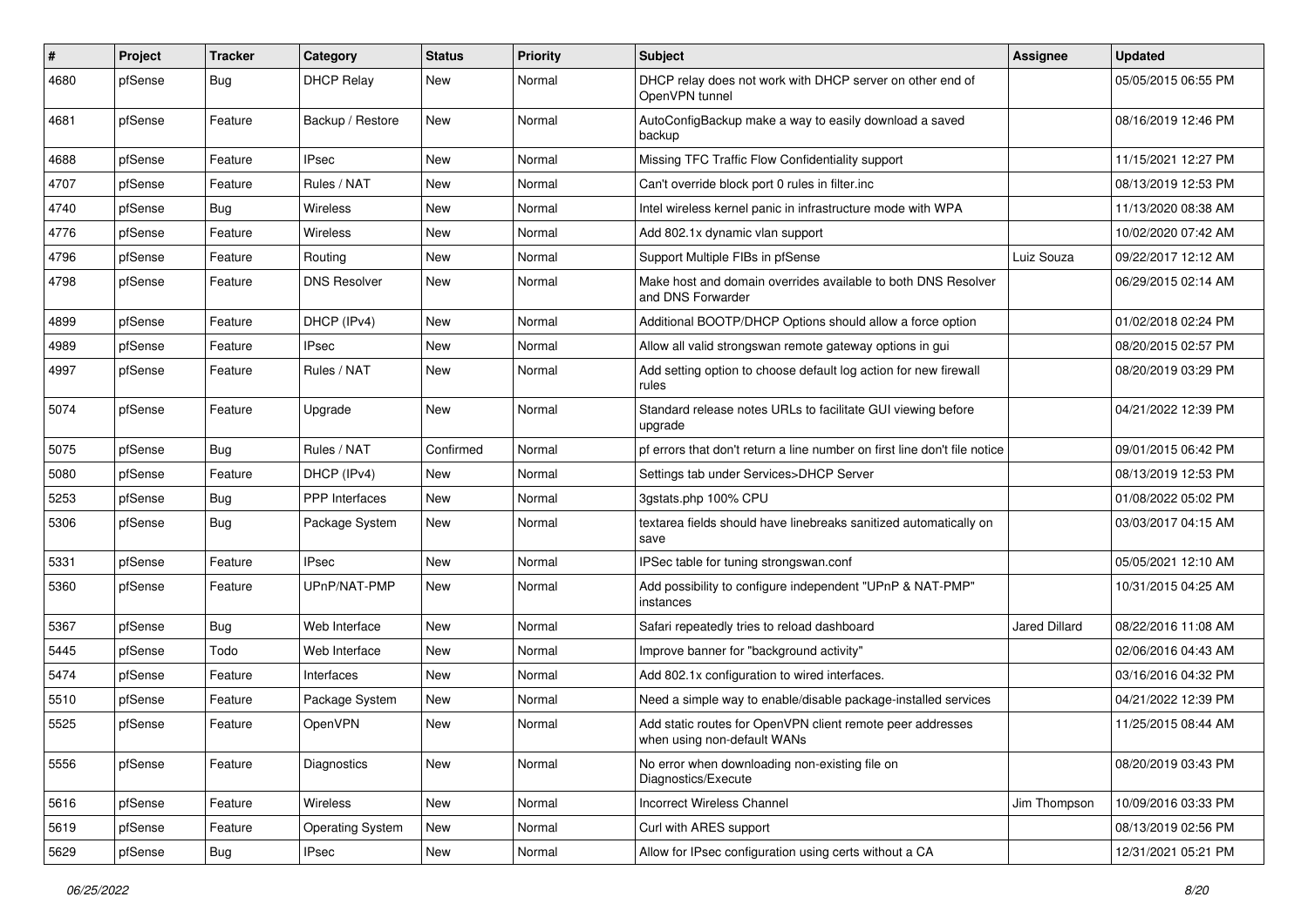| # | Project | Tracker | Category | Status | Priority | Subject | Assignee | Updated |
|---|---|---|---|---|---|---|---|---|
| 4680 | pfSense | Bug | DHCP Relay | New | Normal | DHCP relay does not work with DHCP server on other end of OpenVPN tunnel | | 05/05/2015 06:55 PM |
| 4681 | pfSense | Feature | Backup / Restore | New | Normal | AutoConfigBackup make a way to easily download a saved backup | | 08/16/2019 12:46 PM |
| 4688 | pfSense | Feature | IPsec | New | Normal | Missing TFC Traffic Flow Confidentiality support | | 11/15/2021 12:27 PM |
| 4707 | pfSense | Feature | Rules / NAT | New | Normal | Can't override block port 0 rules in filter.inc | | 08/13/2019 12:53 PM |
| 4740 | pfSense | Bug | Wireless | New | Normal | Intel wireless kernel panic in infrastructure mode with WPA | | 11/13/2020 08:38 AM |
| 4776 | pfSense | Feature | Wireless | New | Normal | Add 802.1x dynamic vlan support | | 10/02/2020 07:42 AM |
| 4796 | pfSense | Feature | Routing | New | Normal | Support Multiple FIBs in pfSense | Luiz Souza | 09/22/2017 12:12 AM |
| 4798 | pfSense | Feature | DNS Resolver | New | Normal | Make host and domain overrides available to both DNS Resolver and DNS Forwarder | | 06/29/2015 02:14 AM |
| 4899 | pfSense | Feature | DHCP (IPv4) | New | Normal | Additional BOOTP/DHCP Options should allow a force option | | 01/02/2018 02:24 PM |
| 4989 | pfSense | Feature | IPsec | New | Normal | Allow all valid strongswan remote gateway options in gui | | 08/20/2015 02:57 PM |
| 4997 | pfSense | Feature | Rules / NAT | New | Normal | Add setting option to choose default log action for new firewall rules | | 08/20/2019 03:29 PM |
| 5074 | pfSense | Feature | Upgrade | New | Normal | Standard release notes URLs to facilitate GUI viewing before upgrade | | 04/21/2022 12:39 PM |
| 5075 | pfSense | Bug | Rules / NAT | Confirmed | Normal | pf errors that don't return a line number on first line don't file notice | | 09/01/2015 06:42 PM |
| 5080 | pfSense | Feature | DHCP (IPv4) | New | Normal | Settings tab under Services>DHCP Server | | 08/13/2019 12:53 PM |
| 5253 | pfSense | Bug | PPP Interfaces | New | Normal | 3gstats.php 100% CPU | | 01/08/2022 05:02 PM |
| 5306 | pfSense | Bug | Package System | New | Normal | textarea fields should have linebreaks sanitized automatically on save | | 03/03/2017 04:15 AM |
| 5331 | pfSense | Feature | IPsec | New | Normal | IPSec table for tuning strongswan.conf | | 05/05/2021 12:10 AM |
| 5360 | pfSense | Feature | UPnP/NAT-PMP | New | Normal | Add possibility to configure independent "UPnP & NAT-PMP" instances | | 10/31/2015 04:25 AM |
| 5367 | pfSense | Bug | Web Interface | New | Normal | Safari repeatedly tries to reload dashboard | Jared Dillard | 08/22/2016 11:08 AM |
| 5445 | pfSense | Todo | Web Interface | New | Normal | Improve banner for "background activity" | | 02/06/2016 04:43 AM |
| 5474 | pfSense | Feature | Interfaces | New | Normal | Add 802.1x configuration to wired interfaces. | | 03/16/2016 04:32 PM |
| 5510 | pfSense | Feature | Package System | New | Normal | Need a simple way to enable/disable package-installed services | | 04/21/2022 12:39 PM |
| 5525 | pfSense | Feature | OpenVPN | New | Normal | Add static routes for OpenVPN client remote peer addresses when using non-default WANs | | 11/25/2015 08:44 AM |
| 5556 | pfSense | Feature | Diagnostics | New | Normal | No error when downloading non-existing file on Diagnostics/Execute | | 08/20/2019 03:43 PM |
| 5616 | pfSense | Feature | Wireless | New | Normal | Incorrect Wireless Channel | Jim Thompson | 10/09/2016 03:33 PM |
| 5619 | pfSense | Feature | Operating System | New | Normal | Curl with ARES support | | 08/13/2019 02:56 PM |
| 5629 | pfSense | Bug | IPsec | New | Normal | Allow for IPsec configuration using certs without a CA | | 12/31/2021 05:21 PM |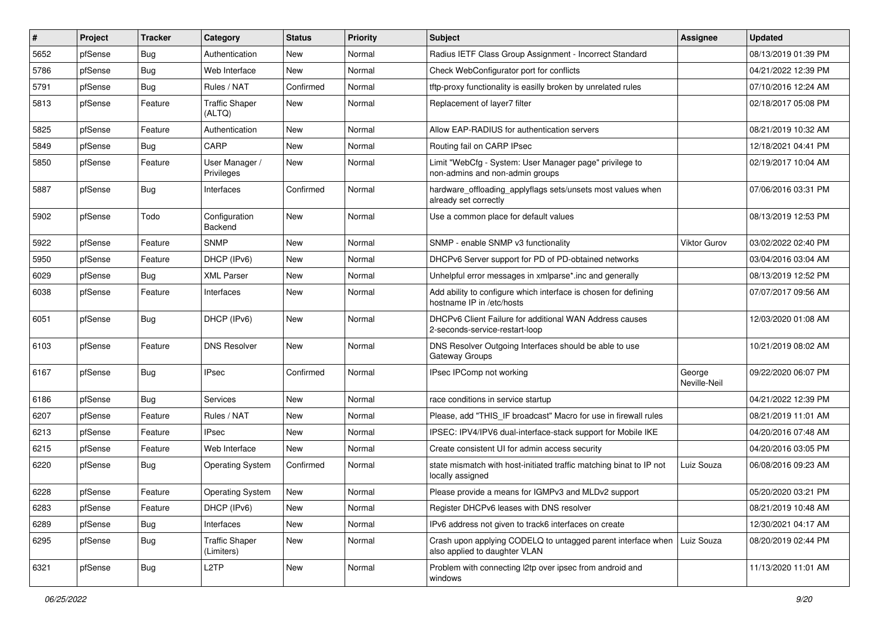| # | Project | Tracker | Category | Status | Priority | Subject | Assignee | Updated |
|---|---|---|---|---|---|---|---|---|
| 5652 | pfSense | Bug | Authentication | New | Normal | Radius IETF Class Group Assignment - Incorrect Standard | | 08/13/2019 01:39 PM |
| 5786 | pfSense | Bug | Web Interface | New | Normal | Check WebConfigurator port for conflicts | | 04/21/2022 12:39 PM |
| 5791 | pfSense | Bug | Rules / NAT | Confirmed | Normal | tftp-proxy functionality is easilly broken by unrelated rules | | 07/10/2016 12:24 AM |
| 5813 | pfSense | Feature | Traffic Shaper (ALTQ) | New | Normal | Replacement of layer7 filter | | 02/18/2017 05:08 PM |
| 5825 | pfSense | Feature | Authentication | New | Normal | Allow EAP-RADIUS for authentication servers | | 08/21/2019 10:32 AM |
| 5849 | pfSense | Bug | CARP | New | Normal | Routing fail on CARP IPsec | | 12/18/2021 04:41 PM |
| 5850 | pfSense | Feature | User Manager / Privileges | New | Normal | Limit "WebCfg - System: User Manager page" privilege to non-admins and non-admin groups | | 02/19/2017 10:04 AM |
| 5887 | pfSense | Bug | Interfaces | Confirmed | Normal | hardware_offloading_applyflags sets/unsets most values when already set correctly | | 07/06/2016 03:31 PM |
| 5902 | pfSense | Todo | Configuration Backend | New | Normal | Use a common place for default values | | 08/13/2019 12:53 PM |
| 5922 | pfSense | Feature | SNMP | New | Normal | SNMP - enable SNMP v3 functionality | Viktor Gurov | 03/02/2022 02:40 PM |
| 5950 | pfSense | Feature | DHCP (IPv6) | New | Normal | DHCPv6 Server support for PD of PD-obtained networks | | 03/04/2016 03:04 AM |
| 6029 | pfSense | Bug | XML Parser | New | Normal | Unhelpful error messages in xmlparse*.inc and generally | | 08/13/2019 12:52 PM |
| 6038 | pfSense | Feature | Interfaces | New | Normal | Add ability to configure which interface is chosen for defining hostname IP in /etc/hosts | | 07/07/2017 09:56 AM |
| 6051 | pfSense | Bug | DHCP (IPv6) | New | Normal | DHCPv6 Client Failure for additional WAN Address causes 2-seconds-service-restart-loop | | 12/03/2020 01:08 AM |
| 6103 | pfSense | Feature | DNS Resolver | New | Normal | DNS Resolver Outgoing Interfaces should be able to use Gateway Groups | | 10/21/2019 08:02 AM |
| 6167 | pfSense | Bug | IPsec | Confirmed | Normal | IPsec IPComp not working | George Neville-Neil | 09/22/2020 06:07 PM |
| 6186 | pfSense | Bug | Services | New | Normal | race conditions in service startup | | 04/21/2022 12:39 PM |
| 6207 | pfSense | Feature | Rules / NAT | New | Normal | Please, add "THIS_IF broadcast" Macro for use in firewall rules | | 08/21/2019 11:01 AM |
| 6213 | pfSense | Feature | IPsec | New | Normal | IPSEC: IPV4/IPV6 dual-interface-stack support for Mobile IKE | | 04/20/2016 07:48 AM |
| 6215 | pfSense | Feature | Web Interface | New | Normal | Create consistent UI for admin access security | | 04/20/2016 03:05 PM |
| 6220 | pfSense | Bug | Operating System | Confirmed | Normal | state mismatch with host-initiated traffic matching binat to IP not locally assigned | Luiz Souza | 06/08/2016 09:23 AM |
| 6228 | pfSense | Feature | Operating System | New | Normal | Please provide a means for IGMPv3 and MLDv2 support | | 05/20/2020 03:21 PM |
| 6283 | pfSense | Feature | DHCP (IPv6) | New | Normal | Register DHCPv6 leases with DNS resolver | | 08/21/2019 10:48 AM |
| 6289 | pfSense | Bug | Interfaces | New | Normal | IPv6 address not given to track6 interfaces on create | | 12/30/2021 04:17 AM |
| 6295 | pfSense | Bug | Traffic Shaper (Limiters) | New | Normal | Crash upon applying CODELQ to untagged parent interface when also applied to daughter VLAN | Luiz Souza | 08/20/2019 02:44 PM |
| 6321 | pfSense | Bug | L2TP | New | Normal | Problem with connecting l2tp over ipsec from android and windows | | 11/13/2020 11:01 AM |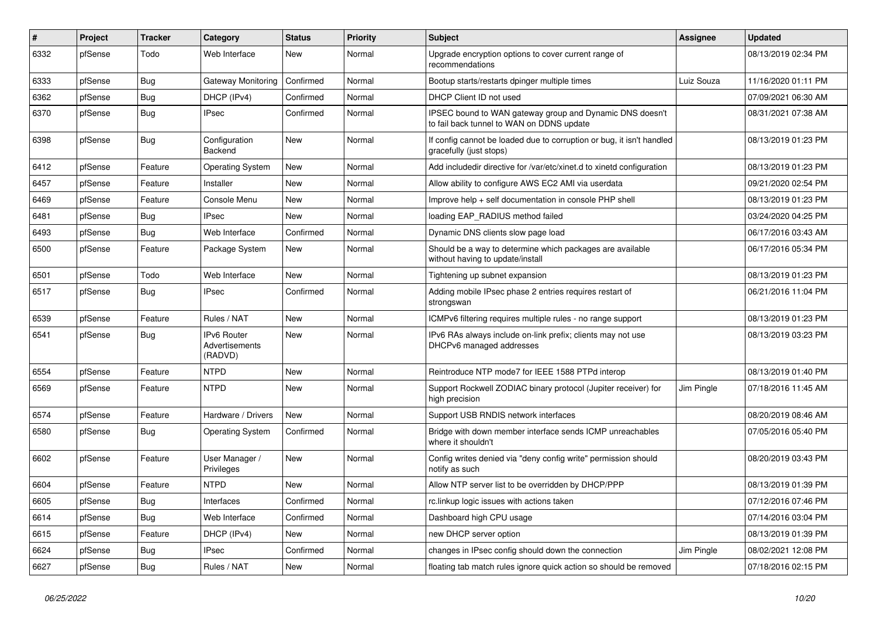| # | Project | Tracker | Category | Status | Priority | Subject | Assignee | Updated |
|---|---|---|---|---|---|---|---|---|
| 6332 | pfSense | Todo | Web Interface | New | Normal | Upgrade encryption options to cover current range of recommendations | | 08/13/2019 02:34 PM |
| 6333 | pfSense | Bug | Gateway Monitoring | Confirmed | Normal | Bootup starts/restarts dpinger multiple times | Luiz Souza | 11/16/2020 01:11 PM |
| 6362 | pfSense | Bug | DHCP (IPv4) | Confirmed | Normal | DHCP Client ID not used | | 07/09/2021 06:30 AM |
| 6370 | pfSense | Bug | IPsec | Confirmed | Normal | IPSEC bound to WAN gateway group and Dynamic DNS doesn't to fail back tunnel to WAN on DDNS update | | 08/31/2021 07:38 AM |
| 6398 | pfSense | Bug | Configuration Backend | New | Normal | If config cannot be loaded due to corruption or bug, it isn't handled gracefully (just stops) | | 08/13/2019 01:23 PM |
| 6412 | pfSense | Feature | Operating System | New | Normal | Add includedir directive for /var/etc/xinet.d to xinetd configuration | | 08/13/2019 01:23 PM |
| 6457 | pfSense | Feature | Installer | New | Normal | Allow ability to configure AWS EC2 AMI via userdata | | 09/21/2020 02:54 PM |
| 6469 | pfSense | Feature | Console Menu | New | Normal | Improve help + self documentation in console PHP shell | | 08/13/2019 01:23 PM |
| 6481 | pfSense | Bug | IPsec | New | Normal | loading EAP_RADIUS method failed | | 03/24/2020 04:25 PM |
| 6493 | pfSense | Bug | Web Interface | Confirmed | Normal | Dynamic DNS clients slow page load | | 06/17/2016 03:43 AM |
| 6500 | pfSense | Feature | Package System | New | Normal | Should be a way to determine which packages are available without having to update/install | | 06/17/2016 05:34 PM |
| 6501 | pfSense | Todo | Web Interface | New | Normal | Tightening up subnet expansion | | 08/13/2019 01:23 PM |
| 6517 | pfSense | Bug | IPsec | Confirmed | Normal | Adding mobile IPsec phase 2 entries requires restart of strongswan | | 06/21/2016 11:04 PM |
| 6539 | pfSense | Feature | Rules / NAT | New | Normal | ICMPv6 filtering requires multiple rules - no range support | | 08/13/2019 01:23 PM |
| 6541 | pfSense | Bug | IPv6 Router Advertisements (RADVD) | New | Normal | IPv6 RAs always include on-link prefix; clients may not use DHCPv6 managed addresses | | 08/13/2019 03:23 PM |
| 6554 | pfSense | Feature | NTPD | New | Normal | Reintroduce NTP mode7 for IEEE 1588 PTPd interop | | 08/13/2019 01:40 PM |
| 6569 | pfSense | Feature | NTPD | New | Normal | Support Rockwell ZODIAC binary protocol (Jupiter receiver) for high precision | Jim Pingle | 07/18/2016 11:45 AM |
| 6574 | pfSense | Feature | Hardware / Drivers | New | Normal | Support USB RNDIS network interfaces | | 08/20/2019 08:46 AM |
| 6580 | pfSense | Bug | Operating System | Confirmed | Normal | Bridge with down member interface sends ICMP unreachables where it shouldn't | | 07/05/2016 05:40 PM |
| 6602 | pfSense | Feature | User Manager / Privileges | New | Normal | Config writes denied via "deny config write" permission should notify as such | | 08/20/2019 03:43 PM |
| 6604 | pfSense | Feature | NTPD | New | Normal | Allow NTP server list to be overridden by DHCP/PPP | | 08/13/2019 01:39 PM |
| 6605 | pfSense | Bug | Interfaces | Confirmed | Normal | rc.linkup logic issues with actions taken | | 07/12/2016 07:46 PM |
| 6614 | pfSense | Bug | Web Interface | Confirmed | Normal | Dashboard high CPU usage | | 07/14/2016 03:04 PM |
| 6615 | pfSense | Feature | DHCP (IPv4) | New | Normal | new DHCP server option | | 08/13/2019 01:39 PM |
| 6624 | pfSense | Bug | IPsec | Confirmed | Normal | changes in IPsec config should down the connection | Jim Pingle | 08/02/2021 12:08 PM |
| 6627 | pfSense | Bug | Rules / NAT | New | Normal | floating tab match rules ignore quick action so should be removed | | 07/18/2016 02:15 PM |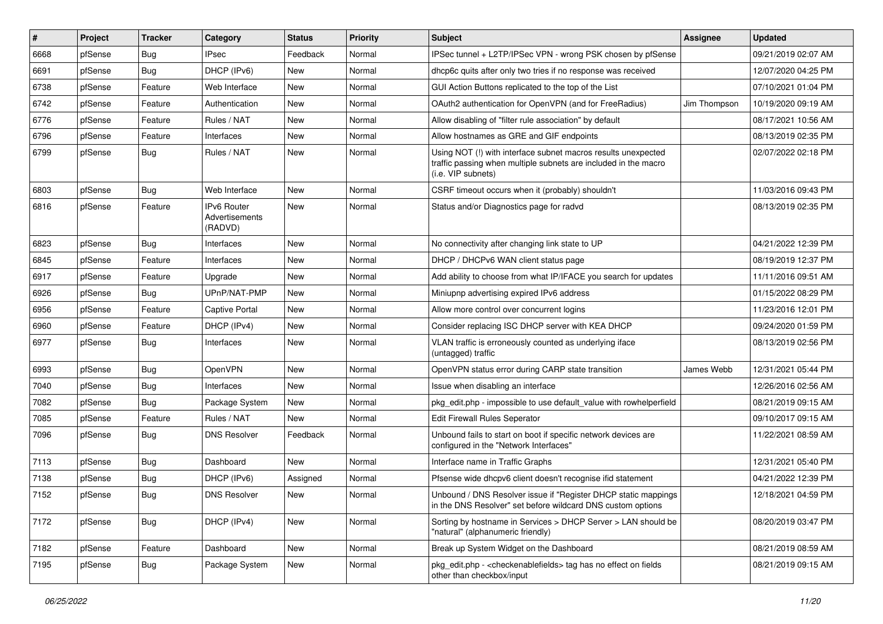| # | Project | Tracker | Category | Status | Priority | Subject | Assignee | Updated |
|---|---|---|---|---|---|---|---|---|
| 6668 | pfSense | Bug | IPsec | Feedback | Normal | IPSec tunnel + L2TP/IPSec VPN - wrong PSK chosen by pfSense | | 09/21/2019 02:07 AM |
| 6691 | pfSense | Bug | DHCP (IPv6) | New | Normal | dhcp6c quits after only two tries if no response was received | | 12/07/2020 04:25 PM |
| 6738 | pfSense | Feature | Web Interface | New | Normal | GUI Action Buttons replicated to the top of the List | | 07/10/2021 01:04 PM |
| 6742 | pfSense | Feature | Authentication | New | Normal | OAuth2 authentication for OpenVPN (and for FreeRadius) | Jim Thompson | 10/19/2020 09:19 AM |
| 6776 | pfSense | Feature | Rules / NAT | New | Normal | Allow disabling of "filter rule association" by default | | 08/17/2021 10:56 AM |
| 6796 | pfSense | Feature | Interfaces | New | Normal | Allow hostnames as GRE and GIF endpoints | | 08/13/2019 02:35 PM |
| 6799 | pfSense | Bug | Rules / NAT | New | Normal | Using NOT (!) with interface subnet macros results unexpected traffic passing when multiple subnets are included in the macro (i.e. VIP subnets) | | 02/07/2022 02:18 PM |
| 6803 | pfSense | Bug | Web Interface | New | Normal | CSRF timeout occurs when it (probably) shouldn't | | 11/03/2016 09:43 PM |
| 6816 | pfSense | Feature | IPv6 Router Advertisements (RADVD) | New | Normal | Status and/or Diagnostics page for radvd | | 08/13/2019 02:35 PM |
| 6823 | pfSense | Bug | Interfaces | New | Normal | No connectivity after changing link state to UP | | 04/21/2022 12:39 PM |
| 6845 | pfSense | Feature | Interfaces | New | Normal | DHCP / DHCPv6 WAN client status page | | 08/19/2019 12:37 PM |
| 6917 | pfSense | Feature | Upgrade | New | Normal | Add ability to choose from what IP/IFACE you search for updates | | 11/11/2016 09:51 AM |
| 6926 | pfSense | Bug | UPnP/NAT-PMP | New | Normal | Miniupnp advertising expired IPv6 address | | 01/15/2022 08:29 PM |
| 6956 | pfSense | Feature | Captive Portal | New | Normal | Allow more control over concurrent logins | | 11/23/2016 12:01 PM |
| 6960 | pfSense | Feature | DHCP (IPv4) | New | Normal | Consider replacing ISC DHCP server with KEA DHCP | | 09/24/2020 01:59 PM |
| 6977 | pfSense | Bug | Interfaces | New | Normal | VLAN traffic is erroneously counted as underlying iface (untagged) traffic | | 08/13/2019 02:56 PM |
| 6993 | pfSense | Bug | OpenVPN | New | Normal | OpenVPN status error during CARP state transition | James Webb | 12/31/2021 05:44 PM |
| 7040 | pfSense | Bug | Interfaces | New | Normal | Issue when disabling an interface | | 12/26/2016 02:56 AM |
| 7082 | pfSense | Bug | Package System | New | Normal | pkg_edit.php - impossible to use default_value with rowhelperfield | | 08/21/2019 09:15 AM |
| 7085 | pfSense | Feature | Rules / NAT | New | Normal | Edit Firewall Rules Seperator | | 09/10/2017 09:15 AM |
| 7096 | pfSense | Bug | DNS Resolver | Feedback | Normal | Unbound fails to start on boot if specific network devices are configured in the "Network Interfaces" | | 11/22/2021 08:59 AM |
| 7113 | pfSense | Bug | Dashboard | New | Normal | Interface name in Traffic Graphs | | 12/31/2021 05:40 PM |
| 7138 | pfSense | Bug | DHCP (IPv6) | Assigned | Normal | Pfsense wide dhcpv6 client doesn't recognise ifid statement | | 04/21/2022 12:39 PM |
| 7152 | pfSense | Bug | DNS Resolver | New | Normal | Unbound / DNS Resolver issue if "Register DHCP static mappings in the DNS Resolver" set before wildcard DNS custom options | | 12/18/2021 04:59 PM |
| 7172 | pfSense | Bug | DHCP (IPv4) | New | Normal | Sorting by hostname in Services > DHCP Server > LAN should be "natural" (alphanumeric friendly) | | 08/20/2019 03:47 PM |
| 7182 | pfSense | Feature | Dashboard | New | Normal | Break up System Widget on the Dashboard | | 08/21/2019 08:59 AM |
| 7195 | pfSense | Bug | Package System | New | Normal | pkg_edit.php - <checkenablefields> tag has no effect on fields other than checkbox/input | | 08/21/2019 09:15 AM |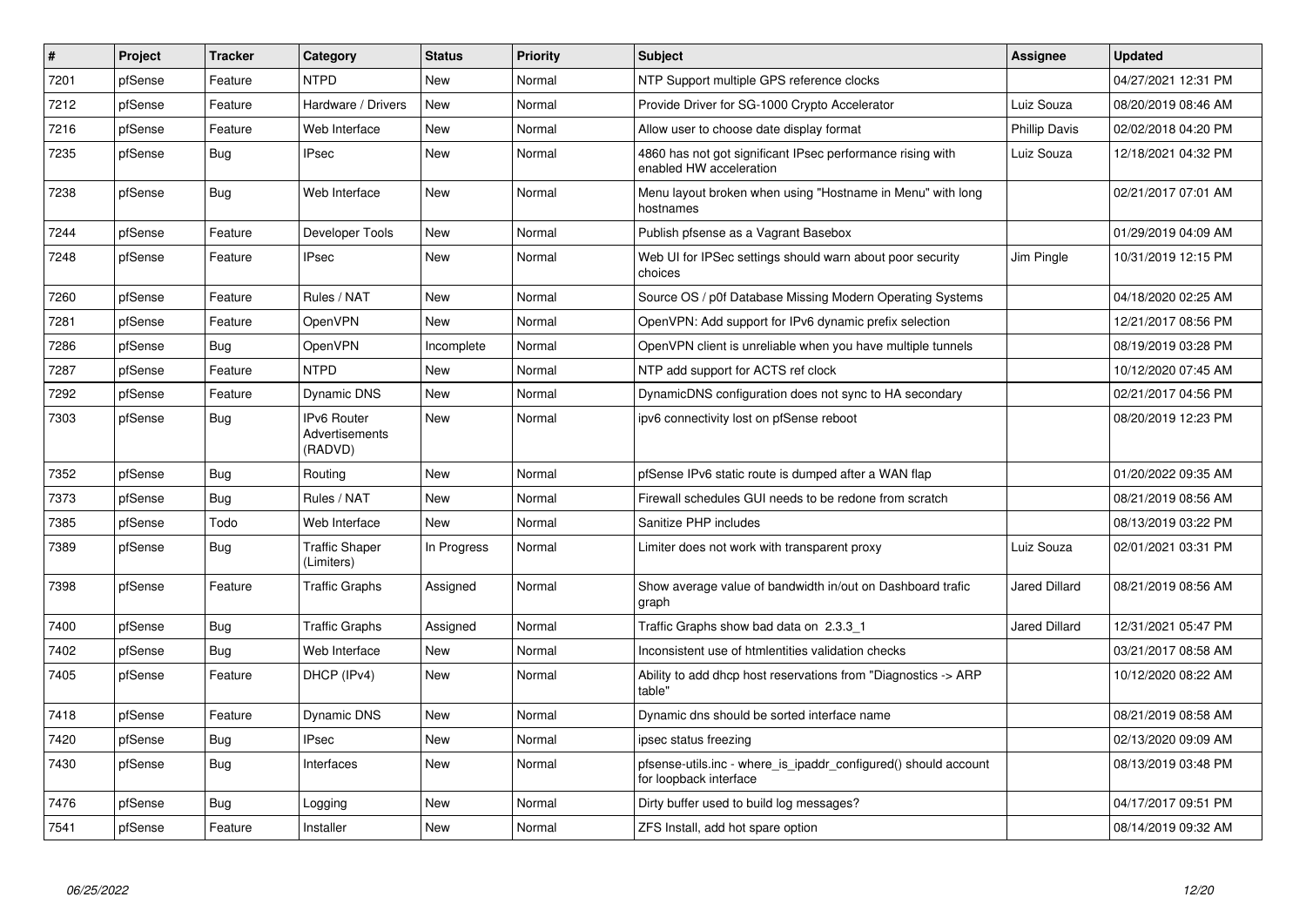| # | Project | Tracker | Category | Status | Priority | Subject | Assignee | Updated |
|---|---|---|---|---|---|---|---|---|
| 7201 | pfSense | Feature | NTPD | New | Normal | NTP Support multiple GPS reference clocks | | 04/27/2021 12:31 PM |
| 7212 | pfSense | Feature | Hardware / Drivers | New | Normal | Provide Driver for SG-1000 Crypto Accelerator | Luiz Souza | 08/20/2019 08:46 AM |
| 7216 | pfSense | Feature | Web Interface | New | Normal | Allow user to choose date display format | Phillip Davis | 02/02/2018 04:20 PM |
| 7235 | pfSense | Bug | IPsec | New | Normal | 4860 has not got significant IPsec performance rising with enabled HW acceleration | Luiz Souza | 12/18/2021 04:32 PM |
| 7238 | pfSense | Bug | Web Interface | New | Normal | Menu layout broken when using "Hostname in Menu" with long hostnames | | 02/21/2017 07:01 AM |
| 7244 | pfSense | Feature | Developer Tools | New | Normal | Publish pfsense as a Vagrant Basebox | | 01/29/2019 04:09 AM |
| 7248 | pfSense | Feature | IPsec | New | Normal | Web UI for IPSec settings should warn about poor security choices | Jim Pingle | 10/31/2019 12:15 PM |
| 7260 | pfSense | Feature | Rules / NAT | New | Normal | Source OS / p0f Database Missing Modern Operating Systems | | 04/18/2020 02:25 AM |
| 7281 | pfSense | Feature | OpenVPN | New | Normal | OpenVPN: Add support for IPv6 dynamic prefix selection | | 12/21/2017 08:56 PM |
| 7286 | pfSense | Bug | OpenVPN | Incomplete | Normal | OpenVPN client is unreliable when you have multiple tunnels | | 08/19/2019 03:28 PM |
| 7287 | pfSense | Feature | NTPD | New | Normal | NTP add support for ACTS ref clock | | 10/12/2020 07:45 AM |
| 7292 | pfSense | Feature | Dynamic DNS | New | Normal | DynamicDNS configuration does not sync to HA secondary | | 02/21/2017 04:56 PM |
| 7303 | pfSense | Bug | IPv6 Router Advertisements (RADVD) | New | Normal | ipv6 connectivity lost on pfSense reboot | | 08/20/2019 12:23 PM |
| 7352 | pfSense | Bug | Routing | New | Normal | pfSense IPv6 static route is dumped after a WAN flap | | 01/20/2022 09:35 AM |
| 7373 | pfSense | Bug | Rules / NAT | New | Normal | Firewall schedules GUI needs to be redone from scratch | | 08/21/2019 08:56 AM |
| 7385 | pfSense | Todo | Web Interface | New | Normal | Sanitize PHP includes | | 08/13/2019 03:22 PM |
| 7389 | pfSense | Bug | Traffic Shaper (Limiters) | In Progress | Normal | Limiter does not work with transparent proxy | Luiz Souza | 02/01/2021 03:31 PM |
| 7398 | pfSense | Feature | Traffic Graphs | Assigned | Normal | Show average value of bandwidth in/out on Dashboard trafic graph | Jared Dillard | 08/21/2019 08:56 AM |
| 7400 | pfSense | Bug | Traffic Graphs | Assigned | Normal | Traffic Graphs show bad data on 2.3.3_1 | Jared Dillard | 12/31/2021 05:47 PM |
| 7402 | pfSense | Bug | Web Interface | New | Normal | Inconsistent use of htmlentities validation checks | | 03/21/2017 08:58 AM |
| 7405 | pfSense | Feature | DHCP (IPv4) | New | Normal | Ability to add dhcp host reservations from "Diagnostics -> ARP table" | | 10/12/2020 08:22 AM |
| 7418 | pfSense | Feature | Dynamic DNS | New | Normal | Dynamic dns should be sorted interface name | | 08/21/2019 08:58 AM |
| 7420 | pfSense | Bug | IPsec | New | Normal | ipsec status freezing | | 02/13/2020 09:09 AM |
| 7430 | pfSense | Bug | Interfaces | New | Normal | pfsense-utils.inc - where_is_ipaddr_configured() should account for loopback interface | | 08/13/2019 03:48 PM |
| 7476 | pfSense | Bug | Logging | New | Normal | Dirty buffer used to build log messages? | | 04/17/2017 09:51 PM |
| 7541 | pfSense | Feature | Installer | New | Normal | ZFS Install, add hot spare option | | 08/14/2019 09:32 AM |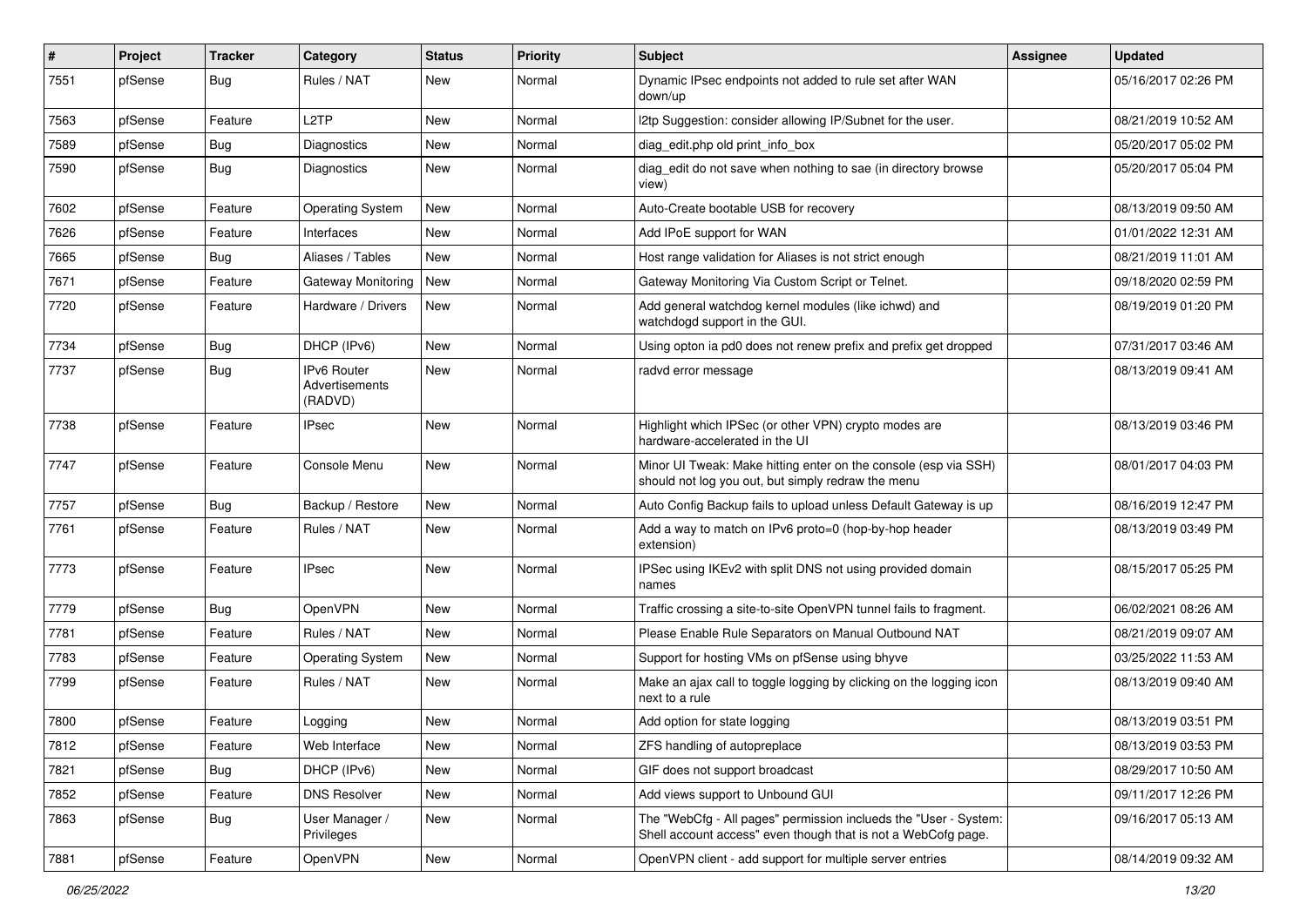| # | Project | Tracker | Category | Status | Priority | Subject | Assignee | Updated |
|---|---|---|---|---|---|---|---|---|
| 7551 | pfSense | Bug | Rules / NAT | New | Normal | Dynamic IPsec endpoints not added to rule set after WAN down/up | | 05/16/2017 02:26 PM |
| 7563 | pfSense | Feature | L2TP | New | Normal | l2tp Suggestion: consider allowing IP/Subnet for the user. | | 08/21/2019 10:52 AM |
| 7589 | pfSense | Bug | Diagnostics | New | Normal | diag_edit.php old print_info_box | | 05/20/2017 05:02 PM |
| 7590 | pfSense | Bug | Diagnostics | New | Normal | diag_edit do not save when nothing to sae (in directory browse view) | | 05/20/2017 05:04 PM |
| 7602 | pfSense | Feature | Operating System | New | Normal | Auto-Create bootable USB for recovery | | 08/13/2019 09:50 AM |
| 7626 | pfSense | Feature | Interfaces | New | Normal | Add IPoE support for WAN | | 01/01/2022 12:31 AM |
| 7665 | pfSense | Bug | Aliases / Tables | New | Normal | Host range validation for Aliases is not strict enough | | 08/21/2019 11:01 AM |
| 7671 | pfSense | Feature | Gateway Monitoring | New | Normal | Gateway Monitoring Via Custom Script or Telnet. | | 09/18/2020 02:59 PM |
| 7720 | pfSense | Feature | Hardware / Drivers | New | Normal | Add general watchdog kernel modules (like ichwd) and watchdogd support in the GUI. | | 08/19/2019 01:20 PM |
| 7734 | pfSense | Bug | DHCP (IPv6) | New | Normal | Using opton ia pd0 does not renew prefix and prefix get dropped | | 07/31/2017 03:46 AM |
| 7737 | pfSense | Bug | IPv6 Router Advertisements (RADVD) | New | Normal | radvd error message | | 08/13/2019 09:41 AM |
| 7738 | pfSense | Feature | IPsec | New | Normal | Highlight which IPSec (or other VPN) crypto modes are hardware-accelerated in the UI | | 08/13/2019 03:46 PM |
| 7747 | pfSense | Feature | Console Menu | New | Normal | Minor UI Tweak: Make hitting enter on the console (esp via SSH) should not log you out, but simply redraw the menu | | 08/01/2017 04:03 PM |
| 7757 | pfSense | Bug | Backup / Restore | New | Normal | Auto Config Backup fails to upload unless Default Gateway is up | | 08/16/2019 12:47 PM |
| 7761 | pfSense | Feature | Rules / NAT | New | Normal | Add a way to match on IPv6 proto=0 (hop-by-hop header extension) | | 08/13/2019 03:49 PM |
| 7773 | pfSense | Feature | IPsec | New | Normal | IPSec using IKEv2 with split DNS not using provided domain names | | 08/15/2017 05:25 PM |
| 7779 | pfSense | Bug | OpenVPN | New | Normal | Traffic crossing a site-to-site OpenVPN tunnel fails to fragment. | | 06/02/2021 08:26 AM |
| 7781 | pfSense | Feature | Rules / NAT | New | Normal | Please Enable Rule Separators on Manual Outbound NAT | | 08/21/2019 09:07 AM |
| 7783 | pfSense | Feature | Operating System | New | Normal | Support for hosting VMs on pfSense using bhyve | | 03/25/2022 11:53 AM |
| 7799 | pfSense | Feature | Rules / NAT | New | Normal | Make an ajax call to toggle logging by clicking on the logging icon next to a rule | | 08/13/2019 09:40 AM |
| 7800 | pfSense | Feature | Logging | New | Normal | Add option for state logging | | 08/13/2019 03:51 PM |
| 7812 | pfSense | Feature | Web Interface | New | Normal | ZFS handling of autopreplace | | 08/13/2019 03:53 PM |
| 7821 | pfSense | Bug | DHCP (IPv6) | New | Normal | GIF does not support broadcast | | 08/29/2017 10:50 AM |
| 7852 | pfSense | Feature | DNS Resolver | New | Normal | Add views support to Unbound GUI | | 09/11/2017 12:26 PM |
| 7863 | pfSense | Bug | User Manager / Privileges | New | Normal | The "WebCfg - All pages" permission inclueds the "User - System: Shell account access" even though that is not a WebCofg page. | | 09/16/2017 05:13 AM |
| 7881 | pfSense | Feature | OpenVPN | New | Normal | OpenVPN client - add support for multiple server entries | | 08/14/2019 09:32 AM |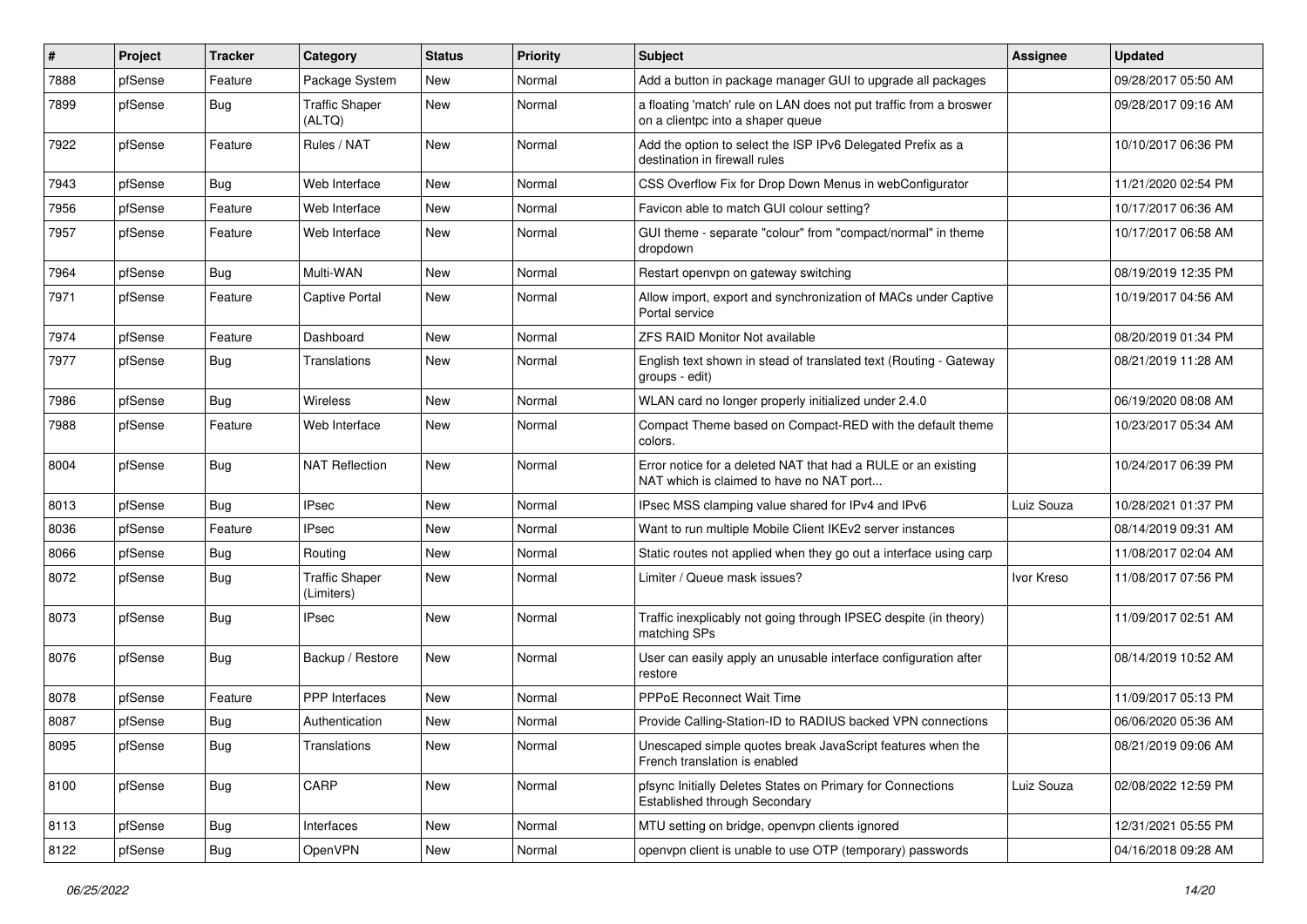| # | Project | Tracker | Category | Status | Priority | Subject | Assignee | Updated |
|---|---|---|---|---|---|---|---|---|
| 7888 | pfSense | Feature | Package System | New | Normal | Add a button in package manager GUI to upgrade all packages | | 09/28/2017 05:50 AM |
| 7899 | pfSense | Bug | Traffic Shaper (ALTQ) | New | Normal | a floating 'match' rule on LAN does not put traffic from a broswer on a clientpc into a shaper queue | | 09/28/2017 09:16 AM |
| 7922 | pfSense | Feature | Rules / NAT | New | Normal | Add the option to select the ISP IPv6 Delegated Prefix as a destination in firewall rules | | 10/10/2017 06:36 PM |
| 7943 | pfSense | Bug | Web Interface | New | Normal | CSS Overflow Fix for Drop Down Menus in webConfigurator | | 11/21/2020 02:54 PM |
| 7956 | pfSense | Feature | Web Interface | New | Normal | Favicon able to match GUI colour setting? | | 10/17/2017 06:36 AM |
| 7957 | pfSense | Feature | Web Interface | New | Normal | GUI theme - separate "colour" from "compact/normal" in theme dropdown | | 10/17/2017 06:58 AM |
| 7964 | pfSense | Bug | Multi-WAN | New | Normal | Restart openvpn on gateway switching | | 08/19/2019 12:35 PM |
| 7971 | pfSense | Feature | Captive Portal | New | Normal | Allow import, export and synchronization of MACs under Captive Portal service | | 10/19/2017 04:56 AM |
| 7974 | pfSense | Feature | Dashboard | New | Normal | ZFS RAID Monitor Not available | | 08/20/2019 01:34 PM |
| 7977 | pfSense | Bug | Translations | New | Normal | English text shown in stead of translated text (Routing - Gateway groups - edit) | | 08/21/2019 11:28 AM |
| 7986 | pfSense | Bug | Wireless | New | Normal | WLAN card no longer properly initialized under 2.4.0 | | 06/19/2020 08:08 AM |
| 7988 | pfSense | Feature | Web Interface | New | Normal | Compact Theme based on Compact-RED with the default theme colors. | | 10/23/2017 05:34 AM |
| 8004 | pfSense | Bug | NAT Reflection | New | Normal | Error notice for a deleted NAT that had a RULE or an existing NAT which is claimed to have no NAT port... | | 10/24/2017 06:39 PM |
| 8013 | pfSense | Bug | IPsec | New | Normal | IPsec MSS clamping value shared for IPv4 and IPv6 | Luiz Souza | 10/28/2021 01:37 PM |
| 8036 | pfSense | Feature | IPsec | New | Normal | Want to run multiple Mobile Client IKEv2 server instances | | 08/14/2019 09:31 AM |
| 8066 | pfSense | Bug | Routing | New | Normal | Static routes not applied when they go out a interface using carp | | 11/08/2017 02:04 AM |
| 8072 | pfSense | Bug | Traffic Shaper (Limiters) | New | Normal | Limiter / Queue mask issues? | Ivor Kreso | 11/08/2017 07:56 PM |
| 8073 | pfSense | Bug | IPsec | New | Normal | Traffic inexplicably not going through IPSEC despite (in theory) matching SPs | | 11/09/2017 02:51 AM |
| 8076 | pfSense | Bug | Backup / Restore | New | Normal | User can easily apply an unusable interface configuration after restore | | 08/14/2019 10:52 AM |
| 8078 | pfSense | Feature | PPP Interfaces | New | Normal | PPPoE Reconnect Wait Time | | 11/09/2017 05:13 PM |
| 8087 | pfSense | Bug | Authentication | New | Normal | Provide Calling-Station-ID to RADIUS backed VPN connections | | 06/06/2020 05:36 AM |
| 8095 | pfSense | Bug | Translations | New | Normal | Unescaped simple quotes break JavaScript features when the French translation is enabled | | 08/21/2019 09:06 AM |
| 8100 | pfSense | Bug | CARP | New | Normal | pfsync Initially Deletes States on Primary for Connections Established through Secondary | Luiz Souza | 02/08/2022 12:59 PM |
| 8113 | pfSense | Bug | Interfaces | New | Normal | MTU setting on bridge, openvpn clients ignored | | 12/31/2021 05:55 PM |
| 8122 | pfSense | Bug | OpenVPN | New | Normal | openvpn client is unable to use OTP (temporary) passwords | | 04/16/2018 09:28 AM |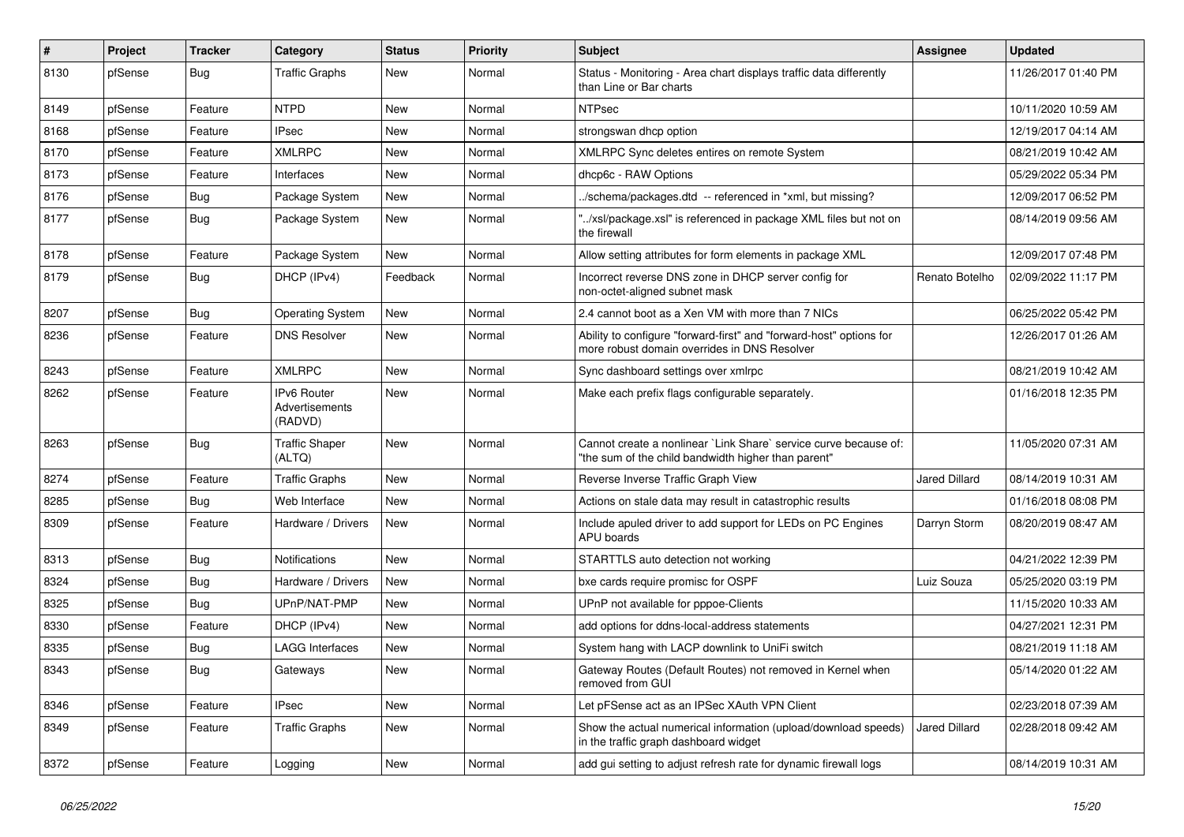| # | Project | Tracker | Category | Status | Priority | Subject | Assignee | Updated |
|---|---|---|---|---|---|---|---|---|
| 8130 | pfSense | Bug | Traffic Graphs | New | Normal | Status - Monitoring - Area chart displays traffic data differently than Line or Bar charts | | 11/26/2017 01:40 PM |
| 8149 | pfSense | Feature | NTPD | New | Normal | NTPsec | | 10/11/2020 10:59 AM |
| 8168 | pfSense | Feature | IPsec | New | Normal | strongswan dhcp option | | 12/19/2017 04:14 AM |
| 8170 | pfSense | Feature | XMLRPC | New | Normal | XMLRPC Sync deletes entires on remote System | | 08/21/2019 10:42 AM |
| 8173 | pfSense | Feature | Interfaces | New | Normal | dhcp6c - RAW Options | | 05/29/2022 05:34 PM |
| 8176 | pfSense | Bug | Package System | New | Normal | ../schema/packages.dtd -- referenced in *xml, but missing? | | 12/09/2017 06:52 PM |
| 8177 | pfSense | Bug | Package System | New | Normal | "../xsl/package.xsl" is referenced in package XML files but not on the firewall | | 08/14/2019 09:56 AM |
| 8178 | pfSense | Feature | Package System | New | Normal | Allow setting attributes for form elements in package XML | | 12/09/2017 07:48 PM |
| 8179 | pfSense | Bug | DHCP (IPv4) | Feedback | Normal | Incorrect reverse DNS zone in DHCP server config for non-octet-aligned subnet mask | Renato Botelho | 02/09/2022 11:17 PM |
| 8207 | pfSense | Bug | Operating System | New | Normal | 2.4 cannot boot as a Xen VM with more than 7 NICs | | 06/25/2022 05:42 PM |
| 8236 | pfSense | Feature | DNS Resolver | New | Normal | Ability to configure "forward-first" and "forward-host" options for more robust domain overrides in DNS Resolver | | 12/26/2017 01:26 AM |
| 8243 | pfSense | Feature | XMLRPC | New | Normal | Sync dashboard settings over xmlrpc | | 08/21/2019 10:42 AM |
| 8262 | pfSense | Feature | IPv6 Router Advertisements (RADVD) | New | Normal | Make each prefix flags configurable separately. | | 01/16/2018 12:35 PM |
| 8263 | pfSense | Bug | Traffic Shaper (ALTQ) | New | Normal | Cannot create a nonlinear `Link Share` service curve because of: "the sum of the child bandwidth higher than parent" | | 11/05/2020 07:31 AM |
| 8274 | pfSense | Feature | Traffic Graphs | New | Normal | Reverse Inverse Traffic Graph View | Jared Dillard | 08/14/2019 10:31 AM |
| 8285 | pfSense | Bug | Web Interface | New | Normal | Actions on stale data may result in catastrophic results | | 01/16/2018 08:08 PM |
| 8309 | pfSense | Feature | Hardware / Drivers | New | Normal | Include apuled driver to add support for LEDs on PC Engines APU boards | Darryn Storm | 08/20/2019 08:47 AM |
| 8313 | pfSense | Bug | Notifications | New | Normal | STARTTLS auto detection not working | | 04/21/2022 12:39 PM |
| 8324 | pfSense | Bug | Hardware / Drivers | New | Normal | bxe cards require promisc for OSPF | Luiz Souza | 05/25/2020 03:19 PM |
| 8325 | pfSense | Bug | UPnP/NAT-PMP | New | Normal | UPnP not available for pppoe-Clients | | 11/15/2020 10:33 AM |
| 8330 | pfSense | Feature | DHCP (IPv4) | New | Normal | add options for ddns-local-address statements | | 04/27/2021 12:31 PM |
| 8335 | pfSense | Bug | LAGG Interfaces | New | Normal | System hang with LACP downlink to UniFi switch | | 08/21/2019 11:18 AM |
| 8343 | pfSense | Bug | Gateways | New | Normal | Gateway Routes (Default Routes) not removed in Kernel when removed from GUI | | 05/14/2020 01:22 AM |
| 8346 | pfSense | Feature | IPsec | New | Normal | Let pFSense act as an IPSec XAuth VPN Client | | 02/23/2018 07:39 AM |
| 8349 | pfSense | Feature | Traffic Graphs | New | Normal | Show the actual numerical information (upload/download speeds) in the traffic graph dashboard widget | Jared Dillard | 02/28/2018 09:42 AM |
| 8372 | pfSense | Feature | Logging | New | Normal | add gui setting to adjust refresh rate for dynamic firewall logs | | 08/14/2019 10:31 AM |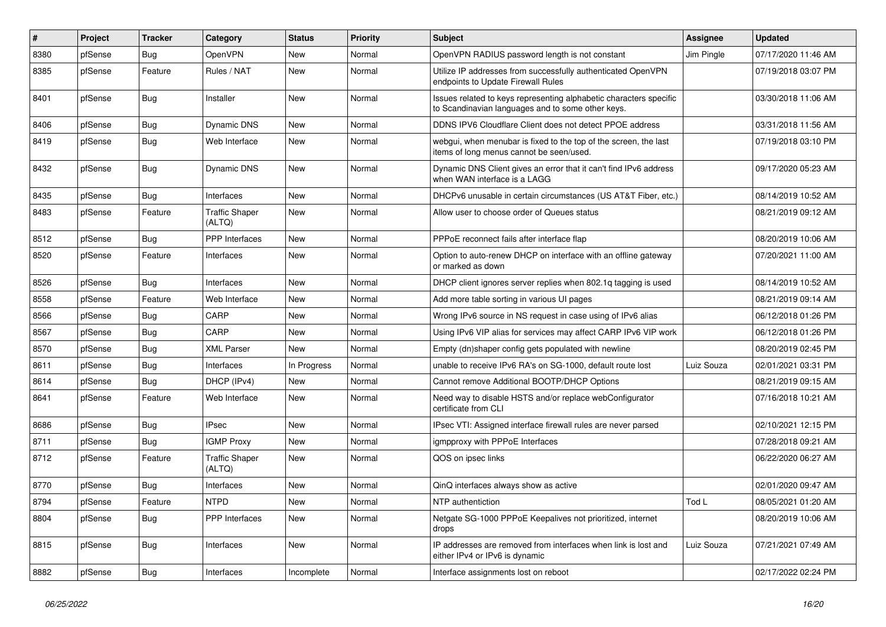| # | Project | Tracker | Category | Status | Priority | Subject | Assignee | Updated |
|---|---|---|---|---|---|---|---|---|
| 8380 | pfSense | Bug | OpenVPN | New | Normal | OpenVPN RADIUS password length is not constant | Jim Pingle | 07/17/2020 11:46 AM |
| 8385 | pfSense | Feature | Rules / NAT | New | Normal | Utilize IP addresses from successfully authenticated OpenVPN endpoints to Update Firewall Rules | | 07/19/2018 03:07 PM |
| 8401 | pfSense | Bug | Installer | New | Normal | Issues related to keys representing alphabetic characters specific to Scandinavian languages and to some other keys. | | 03/30/2018 11:06 AM |
| 8406 | pfSense | Bug | Dynamic DNS | New | Normal | DDNS IPV6 Cloudflare Client does not detect PPOE address | | 03/31/2018 11:56 AM |
| 8419 | pfSense | Bug | Web Interface | New | Normal | webgui, when menubar is fixed to the top of the screen, the last items of long menus cannot be seen/used. | | 07/19/2018 03:10 PM |
| 8432 | pfSense | Bug | Dynamic DNS | New | Normal | Dynamic DNS Client gives an error that it can't find IPv6 address when WAN interface is a LAGG | | 09/17/2020 05:23 AM |
| 8435 | pfSense | Bug | Interfaces | New | Normal | DHCPv6 unusable in certain circumstances (US AT&T Fiber, etc.) | | 08/14/2019 10:52 AM |
| 8483 | pfSense | Feature | Traffic Shaper (ALTQ) | New | Normal | Allow user to choose order of Queues status | | 08/21/2019 09:12 AM |
| 8512 | pfSense | Bug | PPP Interfaces | New | Normal | PPPoE reconnect fails after interface flap | | 08/20/2019 10:06 AM |
| 8520 | pfSense | Feature | Interfaces | New | Normal | Option to auto-renew DHCP on interface with an offline gateway or marked as down | | 07/20/2021 11:00 AM |
| 8526 | pfSense | Bug | Interfaces | New | Normal | DHCP client ignores server replies when 802.1q tagging is used | | 08/14/2019 10:52 AM |
| 8558 | pfSense | Feature | Web Interface | New | Normal | Add more table sorting in various UI pages | | 08/21/2019 09:14 AM |
| 8566 | pfSense | Bug | CARP | New | Normal | Wrong IPv6 source in NS request in case using of IPv6 alias | | 06/12/2018 01:26 PM |
| 8567 | pfSense | Bug | CARP | New | Normal | Using IPv6 VIP alias for services may affect CARP IPv6 VIP work | | 06/12/2018 01:26 PM |
| 8570 | pfSense | Bug | XML Parser | New | Normal | Empty (dn)shaper config gets populated with newline | | 08/20/2019 02:45 PM |
| 8611 | pfSense | Bug | Interfaces | In Progress | Normal | unable to receive IPv6 RA's on SG-1000, default route lost | Luiz Souza | 02/01/2021 03:31 PM |
| 8614 | pfSense | Bug | DHCP (IPv4) | New | Normal | Cannot remove Additional BOOTP/DHCP Options | | 08/21/2019 09:15 AM |
| 8641 | pfSense | Feature | Web Interface | New | Normal | Need way to disable HSTS and/or replace webConfigurator certificate from CLI | | 07/16/2018 10:21 AM |
| 8686 | pfSense | Bug | IPsec | New | Normal | IPsec VTI: Assigned interface firewall rules are never parsed | | 02/10/2021 12:15 PM |
| 8711 | pfSense | Bug | IGMP Proxy | New | Normal | igmpproxy with PPPoE Interfaces | | 07/28/2018 09:21 AM |
| 8712 | pfSense | Feature | Traffic Shaper (ALTQ) | New | Normal | QOS on ipsec links | | 06/22/2020 06:27 AM |
| 8770 | pfSense | Bug | Interfaces | New | Normal | QinQ interfaces always show as active | | 02/01/2020 09:47 AM |
| 8794 | pfSense | Feature | NTPD | New | Normal | NTP authentiction | Tod L | 08/05/2021 01:20 AM |
| 8804 | pfSense | Bug | PPP Interfaces | New | Normal | Netgate SG-1000 PPPoE Keepalives not prioritized, internet drops | | 08/20/2019 10:06 AM |
| 8815 | pfSense | Bug | Interfaces | New | Normal | IP addresses are removed from interfaces when link is lost and either IPv4 or IPv6 is dynamic | Luiz Souza | 07/21/2021 07:49 AM |
| 8882 | pfSense | Bug | Interfaces | Incomplete | Normal | Interface assignments lost on reboot | | 02/17/2022 02:24 PM |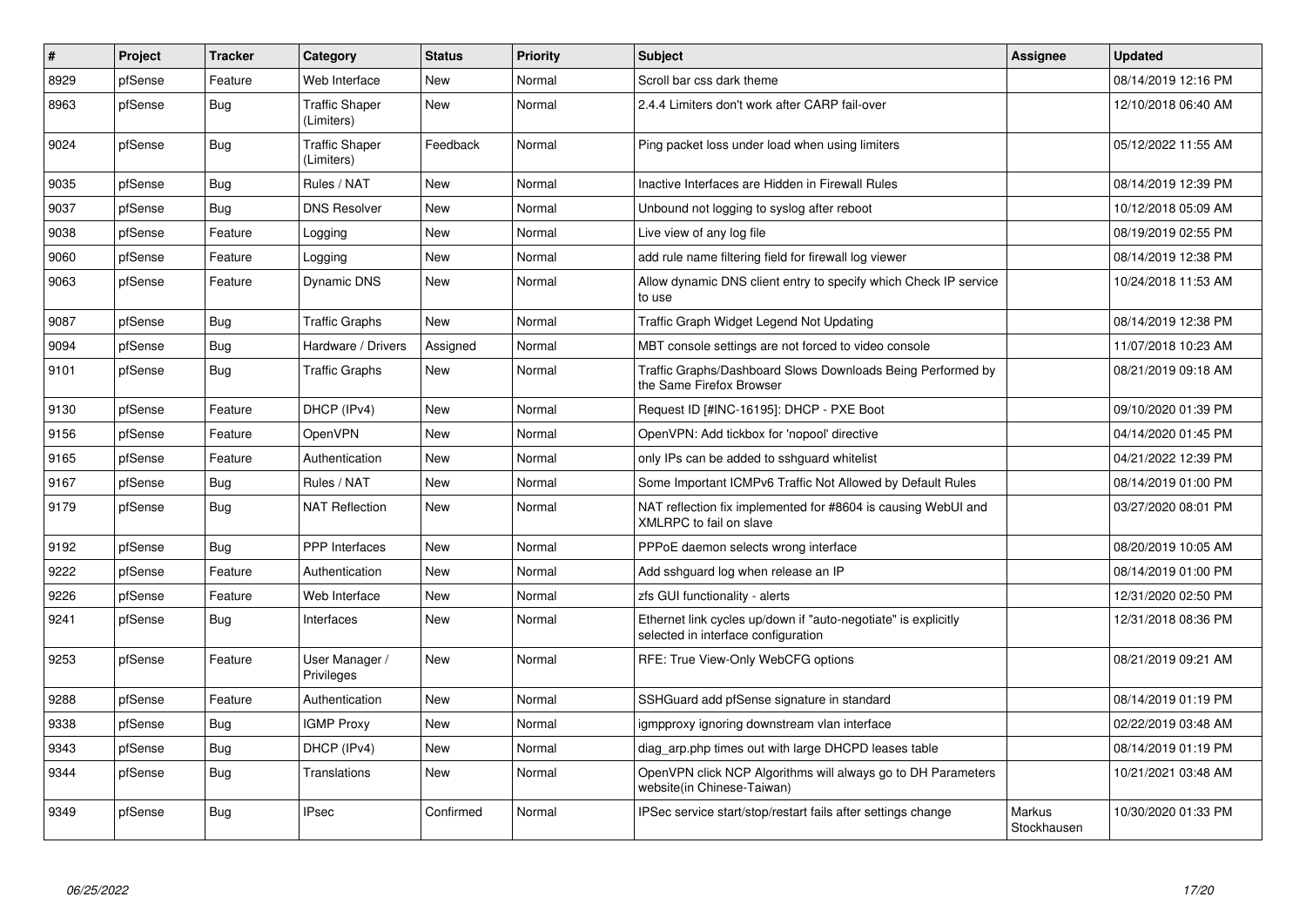| # | Project | Tracker | Category | Status | Priority | Subject | Assignee | Updated |
|---|---|---|---|---|---|---|---|---|
| 8929 | pfSense | Feature | Web Interface | New | Normal | Scroll bar css dark theme | | 08/14/2019 12:16 PM |
| 8963 | pfSense | Bug | Traffic Shaper (Limiters) | New | Normal | 2.4.4 Limiters don't work after CARP fail-over | | 12/10/2018 06:40 AM |
| 9024 | pfSense | Bug | Traffic Shaper (Limiters) | Feedback | Normal | Ping packet loss under load when using limiters | | 05/12/2022 11:55 AM |
| 9035 | pfSense | Bug | Rules / NAT | New | Normal | Inactive Interfaces are Hidden in Firewall Rules | | 08/14/2019 12:39 PM |
| 9037 | pfSense | Bug | DNS Resolver | New | Normal | Unbound not logging to syslog after reboot | | 10/12/2018 05:09 AM |
| 9038 | pfSense | Feature | Logging | New | Normal | Live view of any log file | | 08/19/2019 02:55 PM |
| 9060 | pfSense | Feature | Logging | New | Normal | add rule name filtering field for firewall log viewer | | 08/14/2019 12:38 PM |
| 9063 | pfSense | Feature | Dynamic DNS | New | Normal | Allow dynamic DNS client entry to specify which Check IP service to use | | 10/24/2018 11:53 AM |
| 9087 | pfSense | Bug | Traffic Graphs | New | Normal | Traffic Graph Widget Legend Not Updating | | 08/14/2019 12:38 PM |
| 9094 | pfSense | Bug | Hardware / Drivers | Assigned | Normal | MBT console settings are not forced to video console | | 11/07/2018 10:23 AM |
| 9101 | pfSense | Bug | Traffic Graphs | New | Normal | Traffic Graphs/Dashboard Slows Downloads Being Performed by the Same Firefox Browser | | 08/21/2019 09:18 AM |
| 9130 | pfSense | Feature | DHCP (IPv4) | New | Normal | Request ID [#INC-16195]: DHCP - PXE Boot | | 09/10/2020 01:39 PM |
| 9156 | pfSense | Feature | OpenVPN | New | Normal | OpenVPN: Add tickbox for 'nopool' directive | | 04/14/2020 01:45 PM |
| 9165 | pfSense | Feature | Authentication | New | Normal | only IPs can be added to sshguard whitelist | | 04/21/2022 12:39 PM |
| 9167 | pfSense | Bug | Rules / NAT | New | Normal | Some Important ICMPv6 Traffic Not Allowed by Default Rules | | 08/14/2019 01:00 PM |
| 9179 | pfSense | Bug | NAT Reflection | New | Normal | NAT reflection fix implemented for #8604 is causing WebUI and XMLRPC to fail on slave | | 03/27/2020 08:01 PM |
| 9192 | pfSense | Bug | PPP Interfaces | New | Normal | PPPoE daemon selects wrong interface | | 08/20/2019 10:05 AM |
| 9222 | pfSense | Feature | Authentication | New | Normal | Add sshguard log when release an IP | | 08/14/2019 01:00 PM |
| 9226 | pfSense | Feature | Web Interface | New | Normal | zfs GUI functionality - alerts | | 12/31/2020 02:50 PM |
| 9241 | pfSense | Bug | Interfaces | New | Normal | Ethernet link cycles up/down if "auto-negotiate" is explicitly selected in interface configuration | | 12/31/2018 08:36 PM |
| 9253 | pfSense | Feature | User Manager / Privileges | New | Normal | RFE: True View-Only WebCFG options | | 08/21/2019 09:21 AM |
| 9288 | pfSense | Feature | Authentication | New | Normal | SSHGuard add pfSense signature in standard | | 08/14/2019 01:19 PM |
| 9338 | pfSense | Bug | IGMP Proxy | New | Normal | igmpproxy ignoring downstream vlan interface | | 02/22/2019 03:48 AM |
| 9343 | pfSense | Bug | DHCP (IPv4) | New | Normal | diag_arp.php times out with large DHCPD leases table | | 08/14/2019 01:19 PM |
| 9344 | pfSense | Bug | Translations | New | Normal | OpenVPN click NCP Algorithms will always go to DH Parameters website(in Chinese-Taiwan) | | 10/21/2021 03:48 AM |
| 9349 | pfSense | Bug | IPsec | Confirmed | Normal | IPSec service start/stop/restart fails after settings change | Markus Stockhausen | 10/30/2020 01:33 PM |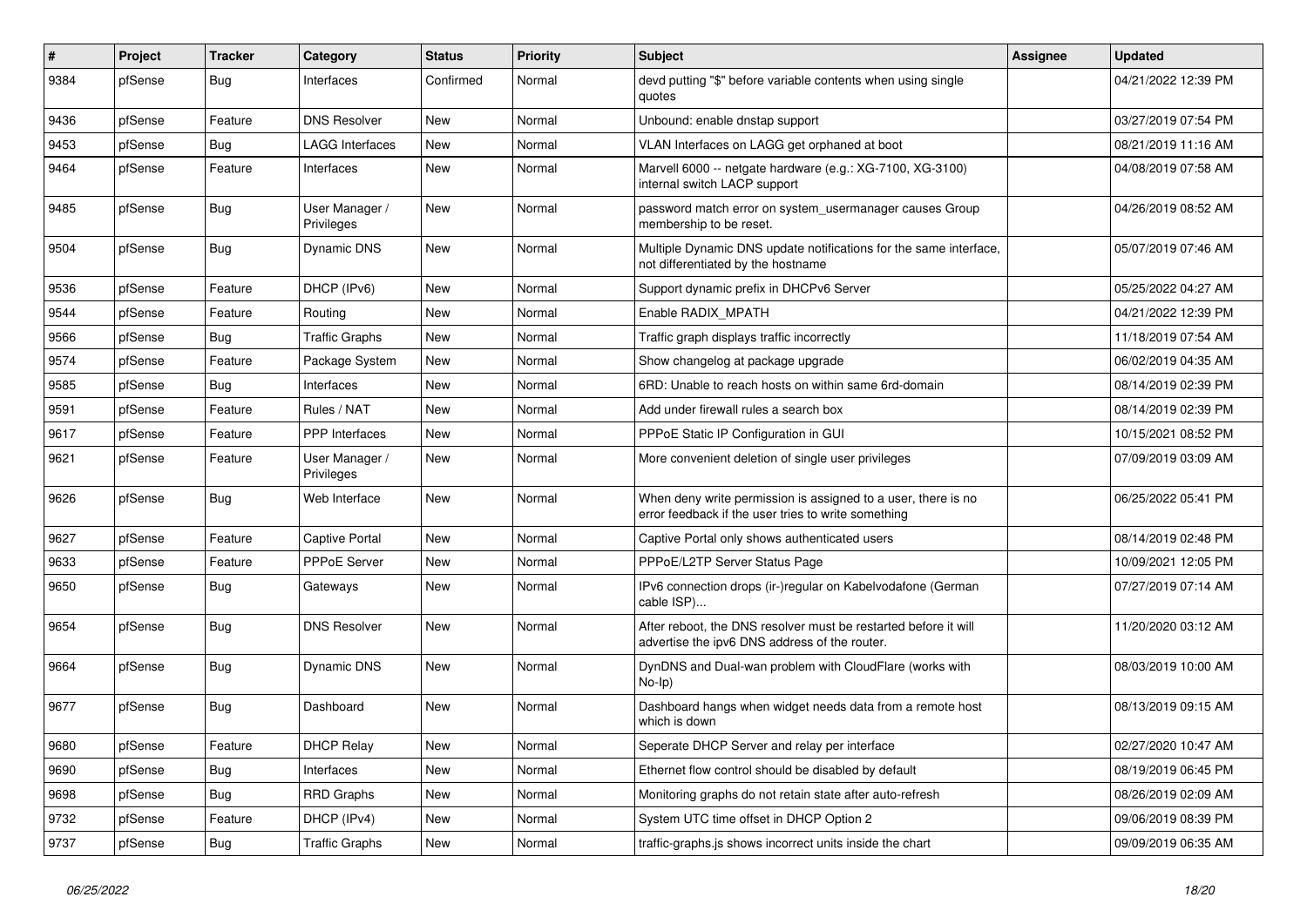| # | Project | Tracker | Category | Status | Priority | Subject | Assignee | Updated |
|---|---|---|---|---|---|---|---|---|
| 9384 | pfSense | Bug | Interfaces | Confirmed | Normal | devd putting "$" before variable contents when using single quotes | | 04/21/2022 12:39 PM |
| 9436 | pfSense | Feature | DNS Resolver | New | Normal | Unbound: enable dnstap support | | 03/27/2019 07:54 PM |
| 9453 | pfSense | Bug | LAGG Interfaces | New | Normal | VLAN Interfaces on LAGG get orphaned at boot | | 08/21/2019 11:16 AM |
| 9464 | pfSense | Feature | Interfaces | New | Normal | Marvell 6000 -- netgate hardware (e.g.: XG-7100, XG-3100) internal switch LACP support | | 04/08/2019 07:58 AM |
| 9485 | pfSense | Bug | User Manager / Privileges | New | Normal | password match error on system_usermanager causes Group membership to be reset. | | 04/26/2019 08:52 AM |
| 9504 | pfSense | Bug | Dynamic DNS | New | Normal | Multiple Dynamic DNS update notifications for the same interface, not differentiated by the hostname | | 05/07/2019 07:46 AM |
| 9536 | pfSense | Feature | DHCP (IPv6) | New | Normal | Support dynamic prefix in DHCPv6 Server | | 05/25/2022 04:27 AM |
| 9544 | pfSense | Feature | Routing | New | Normal | Enable RADIX_MPATH | | 04/21/2022 12:39 PM |
| 9566 | pfSense | Bug | Traffic Graphs | New | Normal | Traffic graph displays traffic incorrectly | | 11/18/2019 07:54 AM |
| 9574 | pfSense | Feature | Package System | New | Normal | Show changelog at package upgrade | | 06/02/2019 04:35 AM |
| 9585 | pfSense | Bug | Interfaces | New | Normal | 6RD: Unable to reach hosts on within same 6rd-domain | | 08/14/2019 02:39 PM |
| 9591 | pfSense | Feature | Rules / NAT | New | Normal | Add under firewall rules a search box | | 08/14/2019 02:39 PM |
| 9617 | pfSense | Feature | PPP Interfaces | New | Normal | PPPoE Static IP Configuration in GUI | | 10/15/2021 08:52 PM |
| 9621 | pfSense | Feature | User Manager / Privileges | New | Normal | More convenient deletion of single user privileges | | 07/09/2019 03:09 AM |
| 9626 | pfSense | Bug | Web Interface | New | Normal | When deny write permission is assigned to a user, there is no error feedback if the user tries to write something | | 06/25/2022 05:41 PM |
| 9627 | pfSense | Feature | Captive Portal | New | Normal | Captive Portal only shows authenticated users | | 08/14/2019 02:48 PM |
| 9633 | pfSense | Feature | PPPoE Server | New | Normal | PPPoE/L2TP Server Status Page | | 10/09/2021 12:05 PM |
| 9650 | pfSense | Bug | Gateways | New | Normal | IPv6 connection drops (ir-)regular on Kabelvodafone (German cable ISP)... | | 07/27/2019 07:14 AM |
| 9654 | pfSense | Bug | DNS Resolver | New | Normal | After reboot, the DNS resolver must be restarted before it will advertise the ipv6 DNS address of the router. | | 11/20/2020 03:12 AM |
| 9664 | pfSense | Bug | Dynamic DNS | New | Normal | DynDNS and Dual-wan problem with CloudFlare (works with No-Ip) | | 08/03/2019 10:00 AM |
| 9677 | pfSense | Bug | Dashboard | New | Normal | Dashboard hangs when widget needs data from a remote host which is down | | 08/13/2019 09:15 AM |
| 9680 | pfSense | Feature | DHCP Relay | New | Normal | Seperate DHCP Server and relay per interface | | 02/27/2020 10:47 AM |
| 9690 | pfSense | Bug | Interfaces | New | Normal | Ethernet flow control should be disabled by default | | 08/19/2019 06:45 PM |
| 9698 | pfSense | Bug | RRD Graphs | New | Normal | Monitoring graphs do not retain state after auto-refresh | | 08/26/2019 02:09 AM |
| 9732 | pfSense | Feature | DHCP (IPv4) | New | Normal | System UTC time offset in DHCP Option 2 | | 09/06/2019 08:39 PM |
| 9737 | pfSense | Bug | Traffic Graphs | New | Normal | traffic-graphs.js shows incorrect units inside the chart | | 09/09/2019 06:35 AM |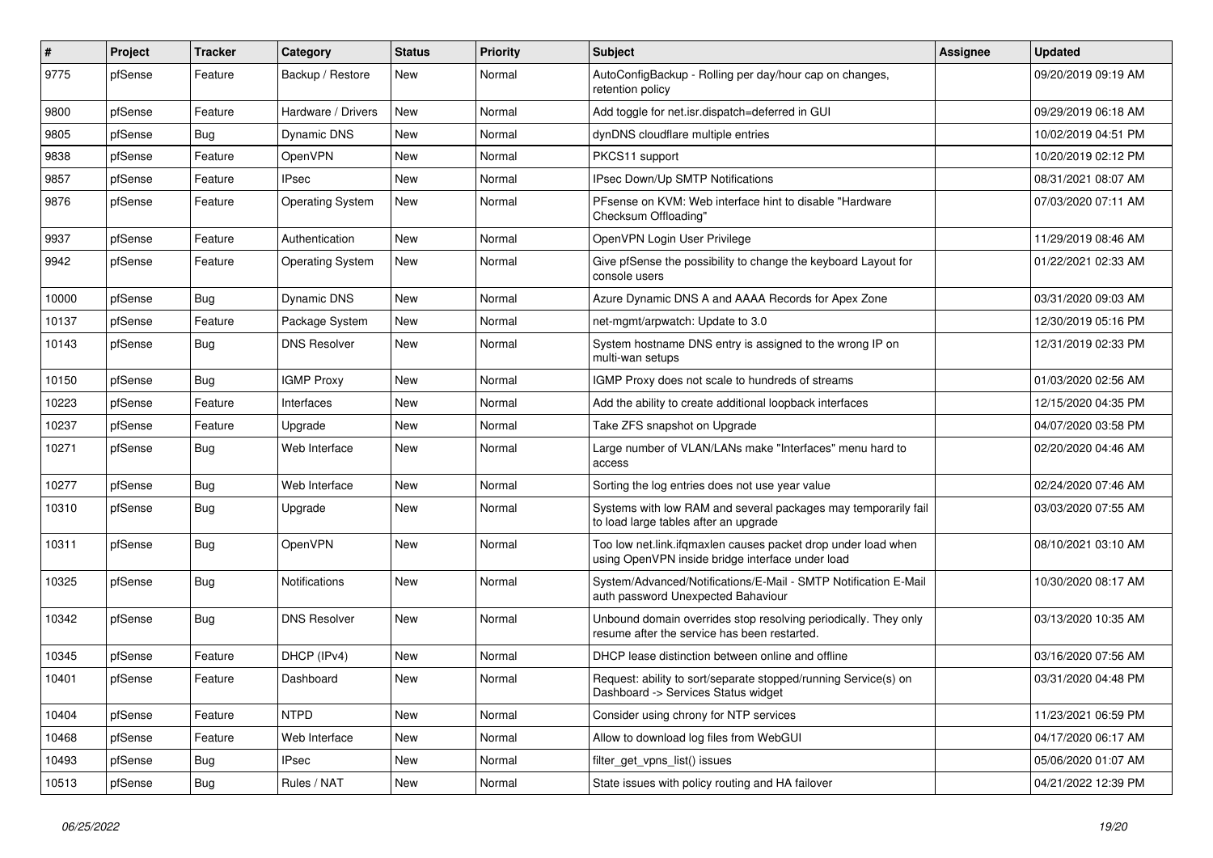| # | Project | Tracker | Category | Status | Priority | Subject | Assignee | Updated |
|---|---|---|---|---|---|---|---|---|
| 9775 | pfSense | Feature | Backup / Restore | New | Normal | AutoConfigBackup - Rolling per day/hour cap on changes, retention policy | | 09/20/2019 09:19 AM |
| 9800 | pfSense | Feature | Hardware / Drivers | New | Normal | Add toggle for net.isr.dispatch=deferred in GUI | | 09/29/2019 06:18 AM |
| 9805 | pfSense | Bug | Dynamic DNS | New | Normal | dynDNS cloudflare multiple entries | | 10/02/2019 04:51 PM |
| 9838 | pfSense | Feature | OpenVPN | New | Normal | PKCS11 support | | 10/20/2019 02:12 PM |
| 9857 | pfSense | Feature | IPsec | New | Normal | IPsec Down/Up SMTP Notifications | | 08/31/2021 08:07 AM |
| 9876 | pfSense | Feature | Operating System | New | Normal | PFsense on KVM: Web interface hint to disable "Hardware Checksum Offloading" | | 07/03/2020 07:11 AM |
| 9937 | pfSense | Feature | Authentication | New | Normal | OpenVPN Login User Privilege | | 11/29/2019 08:46 AM |
| 9942 | pfSense | Feature | Operating System | New | Normal | Give pfSense the possibility to change the keyboard Layout for console users | | 01/22/2021 02:33 AM |
| 10000 | pfSense | Bug | Dynamic DNS | New | Normal | Azure Dynamic DNS A and AAAA Records for Apex Zone | | 03/31/2020 09:03 AM |
| 10137 | pfSense | Feature | Package System | New | Normal | net-mgmt/arpwatch: Update to 3.0 | | 12/30/2019 05:16 PM |
| 10143 | pfSense | Bug | DNS Resolver | New | Normal | System hostname DNS entry is assigned to the wrong IP on multi-wan setups | | 12/31/2019 02:33 PM |
| 10150 | pfSense | Bug | IGMP Proxy | New | Normal | IGMP Proxy does not scale to hundreds of streams | | 01/03/2020 02:56 AM |
| 10223 | pfSense | Feature | Interfaces | New | Normal | Add the ability to create additional loopback interfaces | | 12/15/2020 04:35 PM |
| 10237 | pfSense | Feature | Upgrade | New | Normal | Take ZFS snapshot on Upgrade | | 04/07/2020 03:58 PM |
| 10271 | pfSense | Bug | Web Interface | New | Normal | Large number of VLAN/LANs make "Interfaces" menu hard to access | | 02/20/2020 04:46 AM |
| 10277 | pfSense | Bug | Web Interface | New | Normal | Sorting the log entries does not use year value | | 02/24/2020 07:46 AM |
| 10310 | pfSense | Bug | Upgrade | New | Normal | Systems with low RAM and several packages may temporarily fail to load large tables after an upgrade | | 03/03/2020 07:55 AM |
| 10311 | pfSense | Bug | OpenVPN | New | Normal | Too low net.link.ifqmaxlen causes packet drop under load when using OpenVPN inside bridge interface under load | | 08/10/2021 03:10 AM |
| 10325 | pfSense | Bug | Notifications | New | Normal | System/Advanced/Notifications/E-Mail - SMTP Notification E-Mail auth password Unexpected Bahaviour | | 10/30/2020 08:17 AM |
| 10342 | pfSense | Bug | DNS Resolver | New | Normal | Unbound domain overrides stop resolving periodically. They only resume after the service has been restarted. | | 03/13/2020 10:35 AM |
| 10345 | pfSense | Feature | DHCP (IPv4) | New | Normal | DHCP lease distinction between online and offline | | 03/16/2020 07:56 AM |
| 10401 | pfSense | Feature | Dashboard | New | Normal | Request: ability to sort/separate stopped/running Service(s) on Dashboard -> Services Status widget | | 03/31/2020 04:48 PM |
| 10404 | pfSense | Feature | NTPD | New | Normal | Consider using chrony for NTP services | | 11/23/2021 06:59 PM |
| 10468 | pfSense | Feature | Web Interface | New | Normal | Allow to download log files from WebGUI | | 04/17/2020 06:17 AM |
| 10493 | pfSense | Bug | IPsec | New | Normal | filter_get_vpns_list() issues | | 05/06/2020 01:07 AM |
| 10513 | pfSense | Bug | Rules / NAT | New | Normal | State issues with policy routing and HA failover | | 04/21/2022 12:39 PM |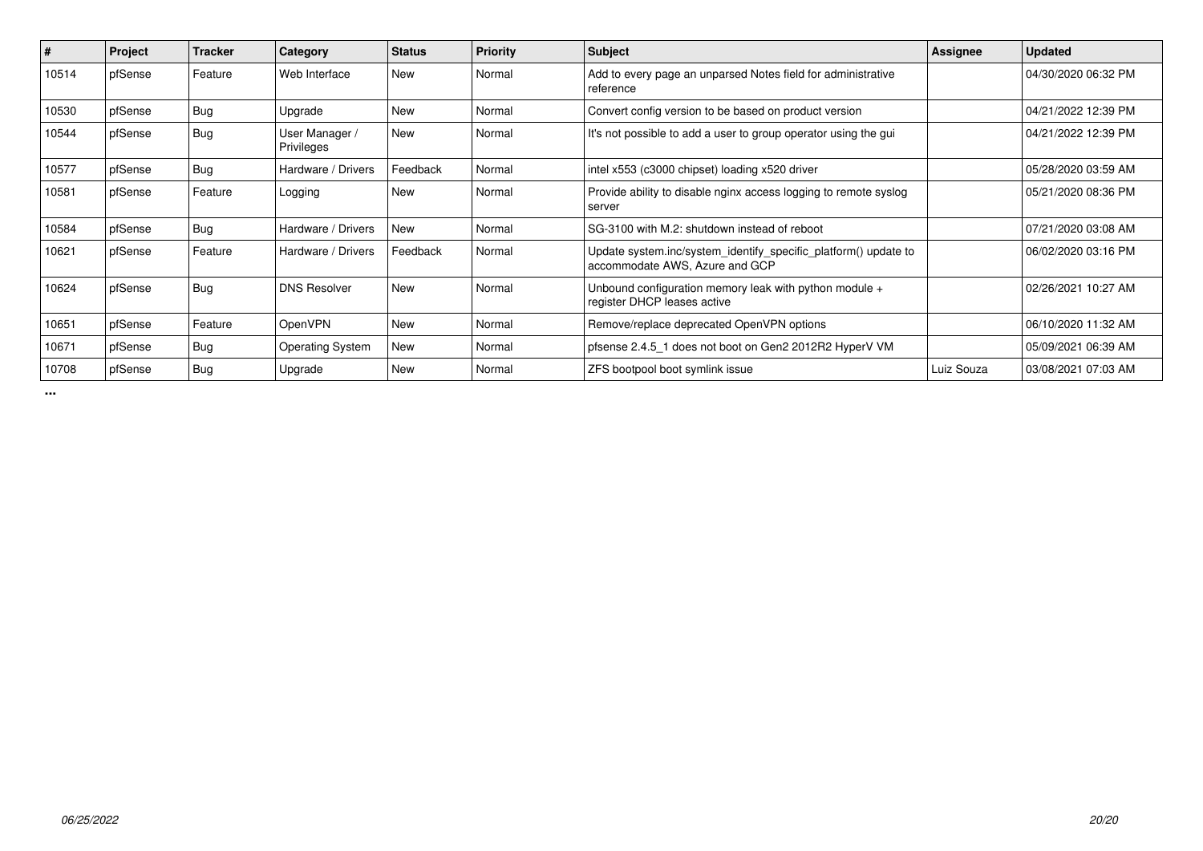| # | Project | Tracker | Category | Status | Priority | Subject | Assignee | Updated |
|---|---|---|---|---|---|---|---|---|
| 10514 | pfSense | Feature | Web Interface | New | Normal | Add to every page an unparsed Notes field for administrative reference | | 04/30/2020 06:32 PM |
| 10530 | pfSense | Bug | Upgrade | New | Normal | Convert config version to be based on product version | | 04/21/2022 12:39 PM |
| 10544 | pfSense | Bug | User Manager / Privileges | New | Normal | It's not possible to add a user to group operator using the gui | | 04/21/2022 12:39 PM |
| 10577 | pfSense | Bug | Hardware / Drivers | Feedback | Normal | intel x553 (c3000 chipset) loading x520 driver | | 05/28/2020 03:59 AM |
| 10581 | pfSense | Feature | Logging | New | Normal | Provide ability to disable nginx access logging to remote syslog server | | 05/21/2020 08:36 PM |
| 10584 | pfSense | Bug | Hardware / Drivers | New | Normal | SG-3100 with M.2: shutdown instead of reboot | | 07/21/2020 03:08 AM |
| 10621 | pfSense | Feature | Hardware / Drivers | Feedback | Normal | Update system.inc/system_identify_specific_platform() update to accommodate AWS, Azure and GCP | | 06/02/2020 03:16 PM |
| 10624 | pfSense | Bug | DNS Resolver | New | Normal | Unbound configuration memory leak with python module + register DHCP leases active | | 02/26/2021 10:27 AM |
| 10651 | pfSense | Feature | OpenVPN | New | Normal | Remove/replace deprecated OpenVPN options | | 06/10/2020 11:32 AM |
| 10671 | pfSense | Bug | Operating System | New | Normal | pfsense 2.4.5_1 does not boot on Gen2 2012R2 HyperV VM | | 05/09/2021 06:39 AM |
| 10708 | pfSense | Bug | Upgrade | New | Normal | ZFS bootpool boot symlink issue | Luiz Souza | 03/08/2021 07:03 AM |

...